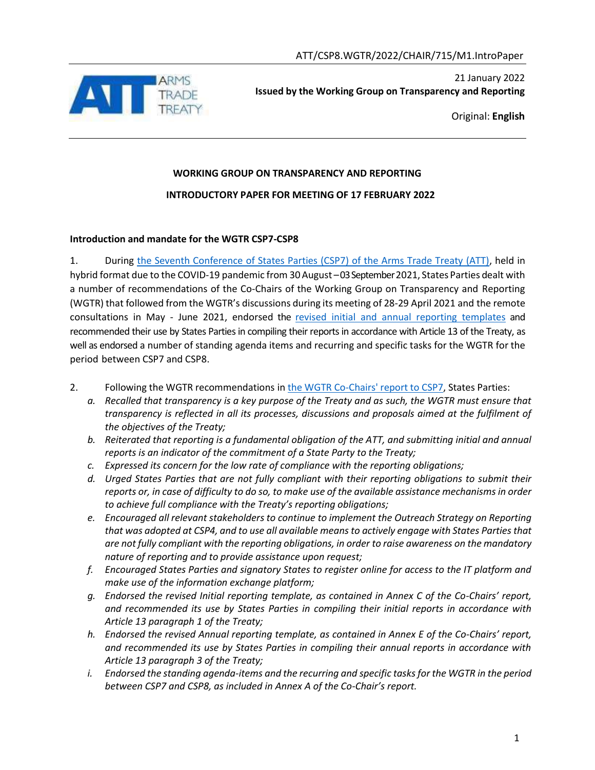ATT/CSP8.WGTR/2022/CHAIR/715/M1.IntroPaper

21 January 2022

**Issued by the Working Group on Transparency and Reporting**

Original: **English**

**WORKING GROUP ON TRANSPARENCY AND REPORTING**

**INTRODUCTORY PAPER FOR MEETING OF 17 FEBRUARY 2022**

**Introduction and mandate for the WGTR CSP7-CSP8**

1. During the Seventh Conference of States Parties (CSP7) of the Arms Trade Treaty (ATT), held in hybrid format due to the COVID-19 pandemic from 30 August – 03 September 2021, States Parties dealt with a number of recommendations of the Co-Chairs of the Working Group on Transparency and Reporting (WGTR) that followed from the WGTR's discussions during its meeting of 28-29 April 2021 and the remote consultations in May - June 2021, endorsed the revised initial and annual reporting templates and recommended their use by States Parties in compiling their reports in accordance with Article 13 of the Treaty, as well as endorsed a number of standing agenda items and recurring and specific tasks for the WGTR for the period between CSP7 and CSP8.

2. Following the WGTR recommendations in the WGTR Co-Chairs' report to CSP7, States Parties:
   a. *Recalled that transparency is a key purpose of the Treaty and as such, the WGTR must ensure that transparency is reflected in all its processes, discussions and proposals aimed at the fulfilment of the objectives of the Treaty;*
   b. *Reiterated that reporting is a fundamental obligation of the ATT, and submitting initial and annual reports is an indicator of the commitment of a State Party to the Treaty;*
   c. *Expressed its concern for the low rate of compliance with the reporting obligations;*
   d. *Urged States Parties that are not fully compliant with their reporting obligations to submit their reports or, in case of difficulty to do so, to make use of the available assistance mechanisms in order to achieve full compliance with the Treaty's reporting obligations;*
   e. *Encouraged all relevant stakeholders to continue to implement the Outreach Strategy on Reporting that was adopted at CSP4, and to use all available means to actively engage with States Parties that are not fully compliant with the reporting obligations, in order to raise awareness on the mandatory nature of reporting and to provide assistance upon request;*
   f. *Encouraged States Parties and signatory States to register online for access to the IT platform and make use of the information exchange platform;*
   g. *Endorsed the revised Initial reporting template, as contained in Annex C of the Co-Chairs' report, and recommended its use by States Parties in compiling their initial reports in accordance with Article 13 paragraph 1 of the Treaty;*
   h. *Endorsed the revised Annual reporting template, as contained in Annex E of the Co-Chairs' report, and recommended its use by States Parties in compiling their annual reports in accordance with Article 13 paragraph 3 of the Treaty;*
   i. *Endorsed the standing agenda-items and the recurring and specific tasks for the WGTR in the period between CSP7 and CSP8, as included in Annex A of the Co-Chair's report.*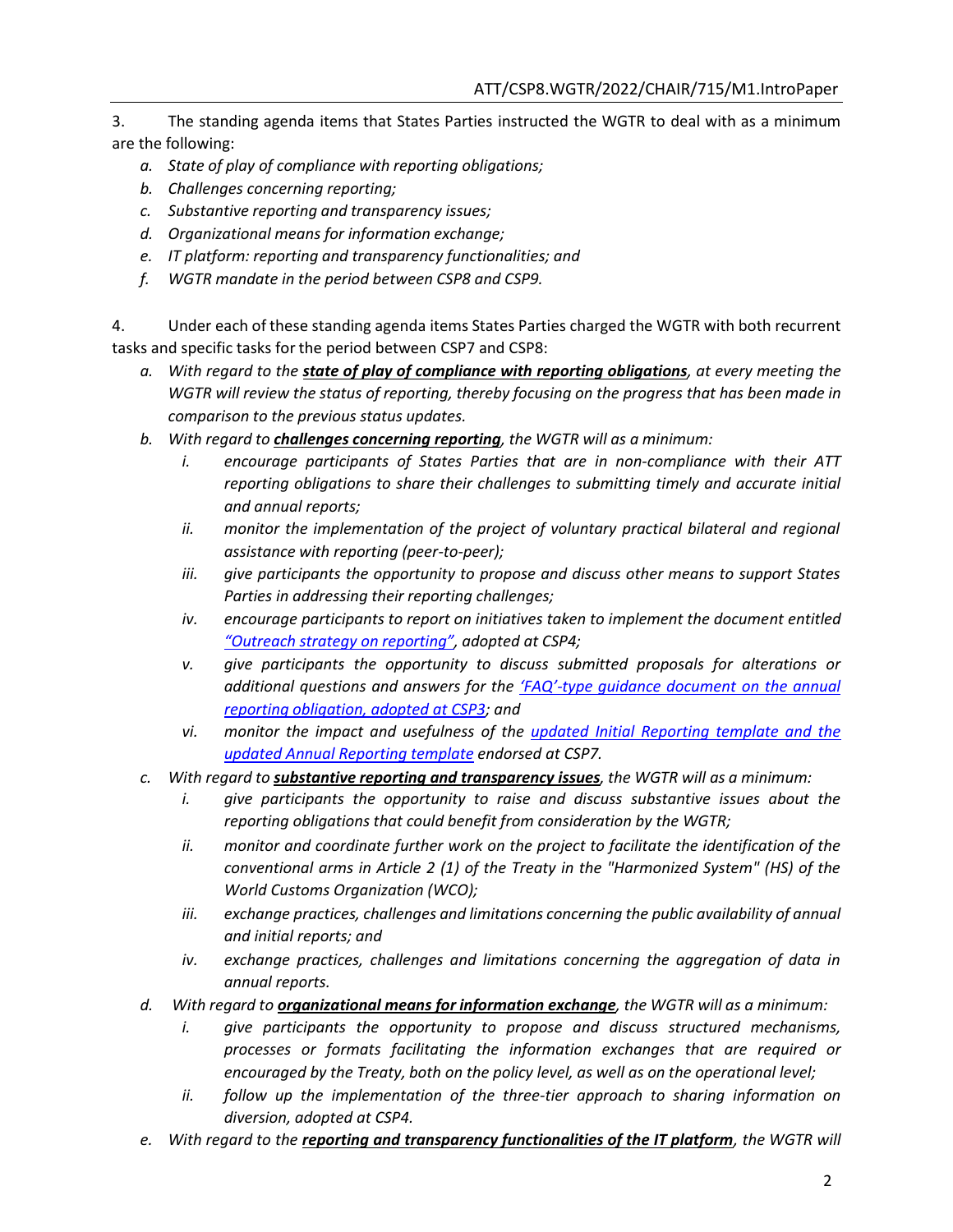3. The standing agenda items that States Parties instructed the WGTR to deal with as a minimum are the following:

   a. *State of play of compliance with reporting obligations;*
   b. *Challenges concerning reporting;*
   c. *Substantive reporting and transparency issues;*
   d. *Organizational means for information exchange;*
   e. *IT platform: reporting and transparency functionalities; and*
   f. *WGTR mandate in the period between CSP8 and CSP9.*

4. Under each of these standing agenda items States Parties charged the WGTR with both recurrent tasks and specific tasks for the period between CSP7 and CSP8:

   a. *With regard to the **state of play of compliance with reporting obligations**, at every meeting the WGTR will review the status of reporting, thereby focusing on the progress that has been made in comparison to the previous status updates.*
   b. *With regard to **challenges concerning reporting**, the WGTR will as a minimum:*
      i. *encourage participants of States Parties that are in non-compliance with their ATT reporting obligations to share their challenges to submitting timely and accurate initial and annual reports;*
      ii. *monitor the implementation of the project of voluntary practical bilateral and regional assistance with reporting (peer-to-peer);*
      iii. *give participants the opportunity to propose and discuss other means to support States Parties in addressing their reporting challenges;*
      iv. *encourage participants to report on initiatives taken to implement the document entitled "Outreach strategy on reporting", adopted at CSP4;*
      v. *give participants the opportunity to discuss submitted proposals for alterations or additional questions and answers for the 'FAQ'-type guidance document on the annual reporting obligation, adopted at CSP3; and*
      vi. *monitor the impact and usefulness of the updated Initial Reporting template and the updated Annual Reporting template endorsed at CSP7.*
   c. *With regard to **substantive reporting and transparency issues**, the WGTR will as a minimum:*
      i. *give participants the opportunity to raise and discuss substantive issues about the reporting obligations that could benefit from consideration by the WGTR;*
      ii. *monitor and coordinate further work on the project to facilitate the identification of the conventional arms in Article 2 (1) of the Treaty in the "Harmonized System" (HS) of the World Customs Organization (WCO);*
      iii. *exchange practices, challenges and limitations concerning the public availability of annual and initial reports; and*
      iv. *exchange practices, challenges and limitations concerning the aggregation of data in annual reports.*
   d. *With regard to **organizational means for information exchange**, the WGTR will as a minimum:*
      i. *give participants the opportunity to propose and discuss structured mechanisms, processes or formats facilitating the information exchanges that are required or encouraged by the Treaty, both on the policy level, as well as on the operational level;*
      ii. *follow up the implementation of the three-tier approach to sharing information on diversion, adopted at CSP4.*
   e. *With regard to the **reporting and transparency functionalities of the IT platform**, the WGTR will*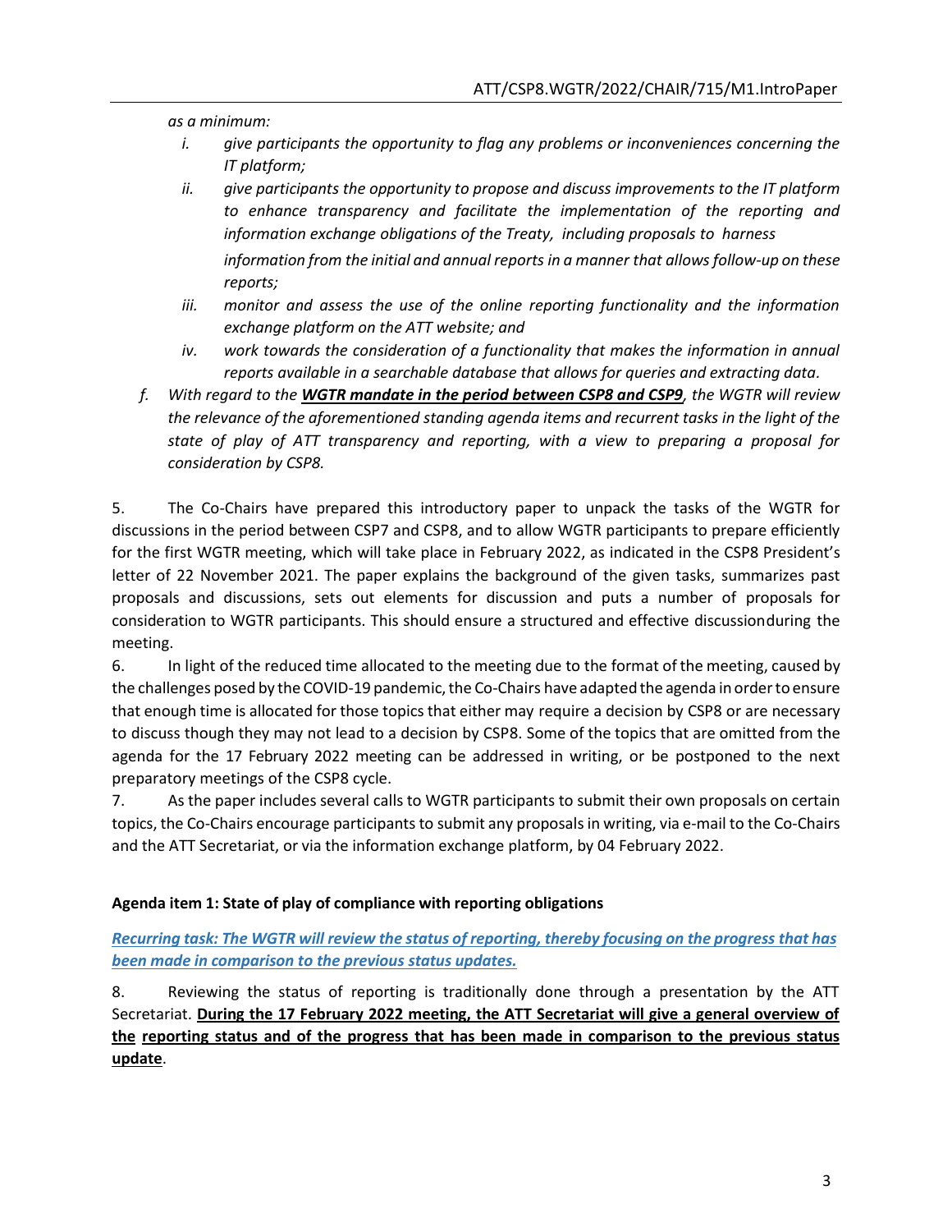*as a minimum:*

- *i. give participants the opportunity to flag any problems or inconveniences concerning the IT platform;*
- *ii. give participants the opportunity to propose and discuss improvements to the IT platform to enhance transparency and facilitate the implementation of the reporting and information exchange obligations of the Treaty, including proposals to harness information from the initial and annual reports in a manner that allows follow-up on these reports;*
- *iii. monitor and assess the use of the online reporting functionality and the information exchange platform on the ATT website; and*
- *iv. work towards the consideration of a functionality that makes the information in annual reports available in a searchable database that allows for queries and extracting data.*

*f. With regard to the **WGTR mandate in the period between CSP8 and CSP9**, the WGTR will review the relevance of the aforementioned standing agenda items and recurrent tasks in the light of the state of play of ATT transparency and reporting, with a view to preparing a proposal for consideration by CSP8.*

5. The Co-Chairs have prepared this introductory paper to unpack the tasks of the WGTR for discussions in the period between CSP7 and CSP8, and to allow WGTR participants to prepare efficiently for the first WGTR meeting, which will take place in February 2022, as indicated in the CSP8 President's letter of 22 November 2021. The paper explains the background of the given tasks, summarizes past proposals and discussions, sets out elements for discussion and puts a number of proposals for consideration to WGTR participants. This should ensure a structured and effective discussionduring the meeting.

6. In light of the reduced time allocated to the meeting due to the format of the meeting, caused by the challenges posed by the COVID-19 pandemic, the Co-Chairs have adapted the agenda in order to ensure that enough time is allocated for those topics that either may require a decision by CSP8 or are necessary to discuss though they may not lead to a decision by CSP8. Some of the topics that are omitted from the agenda for the 17 February 2022 meeting can be addressed in writing, or be postponed to the next preparatory meetings of the CSP8 cycle.

7. As the paper includes several calls to WGTR participants to submit their own proposals on certain topics, the Co-Chairs encourage participants to submit any proposals in writing, via e-mail to the Co-Chairs and the ATT Secretariat, or via the information exchange platform, by 04 February 2022.

**Agenda item 1: State of play of compliance with reporting obligations**

***Recurring task: The WGTR will review the status of reporting, thereby focusing on the progress that has been made in comparison to the previous status updates.***

8. Reviewing the status of reporting is traditionally done through a presentation by the ATT Secretariat. **During the 17 February 2022 meeting, the ATT Secretariat will give a general overview of the reporting status and of the progress that has been made in comparison to the previous status update**.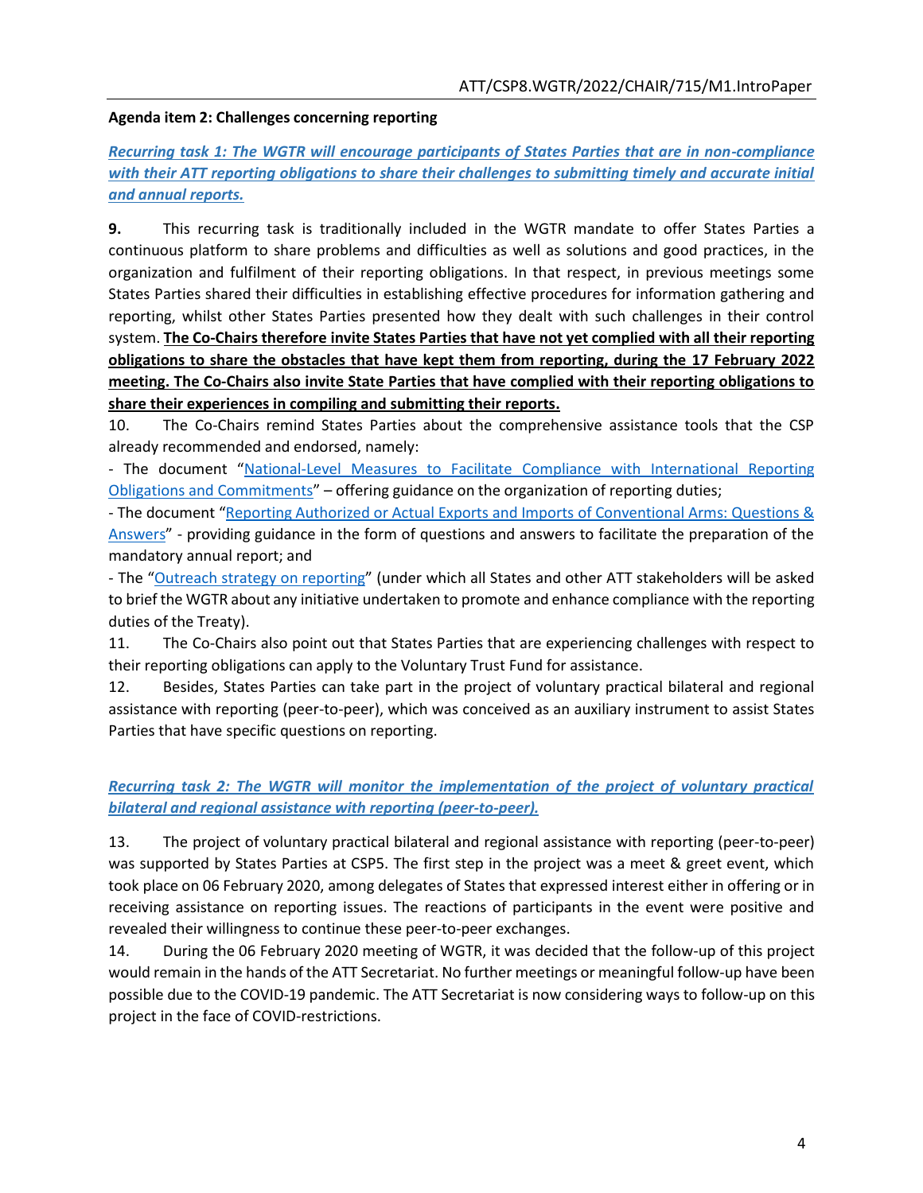**Agenda item 2: Challenges concerning reporting**

***Recurring task 1: The WGTR will encourage participants of States Parties that are in non-compliance with their ATT reporting obligations to share their challenges to submitting timely and accurate initial and annual reports.***

**9.** This recurring task is traditionally included in the WGTR mandate to offer States Parties a continuous platform to share problems and difficulties as well as solutions and good practices, in the organization and fulfilment of their reporting obligations. In that respect, in previous meetings some States Parties shared their difficulties in establishing effective procedures for information gathering and reporting, whilst other States Parties presented how they dealt with such challenges in their control system. **The Co-Chairs therefore invite States Parties that have not yet complied with all their reporting obligations to share the obstacles that have kept them from reporting, during the 17 February 2022 meeting. The Co-Chairs also invite State Parties that have complied with their reporting obligations to share their experiences in compiling and submitting their reports.**

10. The Co-Chairs remind States Parties about the comprehensive assistance tools that the CSP already recommended and endorsed, namely:

- The document "National-Level Measures to Facilitate Compliance with International Reporting Obligations and Commitments" – offering guidance on the organization of reporting duties;
- The document "Reporting Authorized or Actual Exports and Imports of Conventional Arms: Questions & Answers" - providing guidance in the form of questions and answers to facilitate the preparation of the mandatory annual report; and
- The "Outreach strategy on reporting" (under which all States and other ATT stakeholders will be asked to brief the WGTR about any initiative undertaken to promote and enhance compliance with the reporting duties of the Treaty).

11. The Co-Chairs also point out that States Parties that are experiencing challenges with respect to their reporting obligations can apply to the Voluntary Trust Fund for assistance.

12. Besides, States Parties can take part in the project of voluntary practical bilateral and regional assistance with reporting (peer-to-peer), which was conceived as an auxiliary instrument to assist States Parties that have specific questions on reporting.

***Recurring task 2: The WGTR will monitor the implementation of the project of voluntary practical bilateral and regional assistance with reporting (peer-to-peer).***

13. The project of voluntary practical bilateral and regional assistance with reporting (peer-to-peer) was supported by States Parties at CSP5. The first step in the project was a meet & greet event, which took place on 06 February 2020, among delegates of States that expressed interest either in offering or in receiving assistance on reporting issues. The reactions of participants in the event were positive and revealed their willingness to continue these peer-to-peer exchanges.

14. During the 06 February 2020 meeting of WGTR, it was decided that the follow-up of this project would remain in the hands of the ATT Secretariat. No further meetings or meaningful follow-up have been possible due to the COVID-19 pandemic. The ATT Secretariat is now considering ways to follow-up on this project in the face of COVID-restrictions.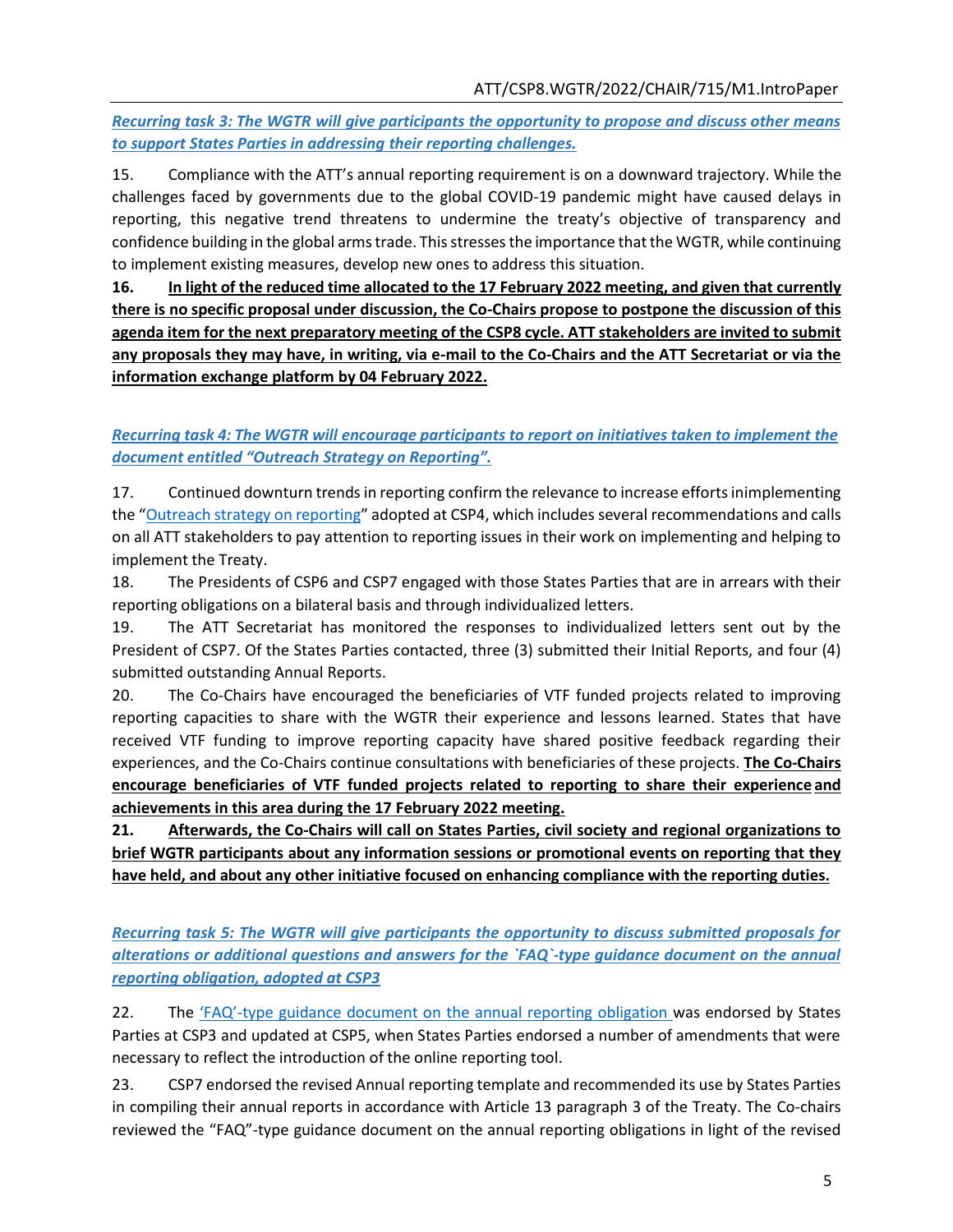***Recurring task 3: The WGTR will give participants the opportunity to propose and discuss other means to support States Parties in addressing their reporting challenges.***

15. Compliance with the ATT's annual reporting requirement is on a downward trajectory. While the challenges faced by governments due to the global COVID-19 pandemic might have caused delays in reporting, this negative trend threatens to undermine the treaty's objective of transparency and confidence building in the global arms trade. This stresses the importance that the WGTR, while continuing to implement existing measures, develop new ones to address this situation.

**16. In light of the reduced time allocated to the 17 February 2022 meeting, and given that currently there is no specific proposal under discussion, the Co-Chairs propose to postpone the discussion of this agenda item for the next preparatory meeting of the CSP8 cycle. ATT stakeholders are invited to submit any proposals they may have, in writing, via e-mail to the Co-Chairs and the ATT Secretariat or via the information exchange platform by 04 February 2022.**

***Recurring task 4: The WGTR will encourage participants to report on initiatives taken to implement the document entitled "Outreach Strategy on Reporting".***

17. Continued downturn trends in reporting confirm the relevance to increase efforts inimplementing the "Outreach strategy on reporting" adopted at CSP4, which includes several recommendations and calls on all ATT stakeholders to pay attention to reporting issues in their work on implementing and helping to implement the Treaty.

18. The Presidents of CSP6 and CSP7 engaged with those States Parties that are in arrears with their reporting obligations on a bilateral basis and through individualized letters.

19. The ATT Secretariat has monitored the responses to individualized letters sent out by the President of CSP7. Of the States Parties contacted, three (3) submitted their Initial Reports, and four (4) submitted outstanding Annual Reports.

20. The Co-Chairs have encouraged the beneficiaries of VTF funded projects related to improving reporting capacities to share with the WGTR their experience and lessons learned. States that have received VTF funding to improve reporting capacity have shared positive feedback regarding their experiences, and the Co-Chairs continue consultations with beneficiaries of these projects. **The Co-Chairs encourage beneficiaries of VTF funded projects related to reporting to share their experience and achievements in this area during the 17 February 2022 meeting.**

**21. Afterwards, the Co-Chairs will call on States Parties, civil society and regional organizations to brief WGTR participants about any information sessions or promotional events on reporting that they have held, and about any other initiative focused on enhancing compliance with the reporting duties.**

***Recurring task 5: The WGTR will give participants the opportunity to discuss submitted proposals for alterations or additional questions and answers for the `FAQ`-type guidance document on the annual reporting obligation, adopted at CSP3***

22. The 'FAQ'-type guidance document on the annual reporting obligation was endorsed by States Parties at CSP3 and updated at CSP5, when States Parties endorsed a number of amendments that were necessary to reflect the introduction of the online reporting tool.

23. CSP7 endorsed the revised Annual reporting template and recommended its use by States Parties in compiling their annual reports in accordance with Article 13 paragraph 3 of the Treaty. The Co-chairs reviewed the "FAQ"-type guidance document on the annual reporting obligations in light of the revised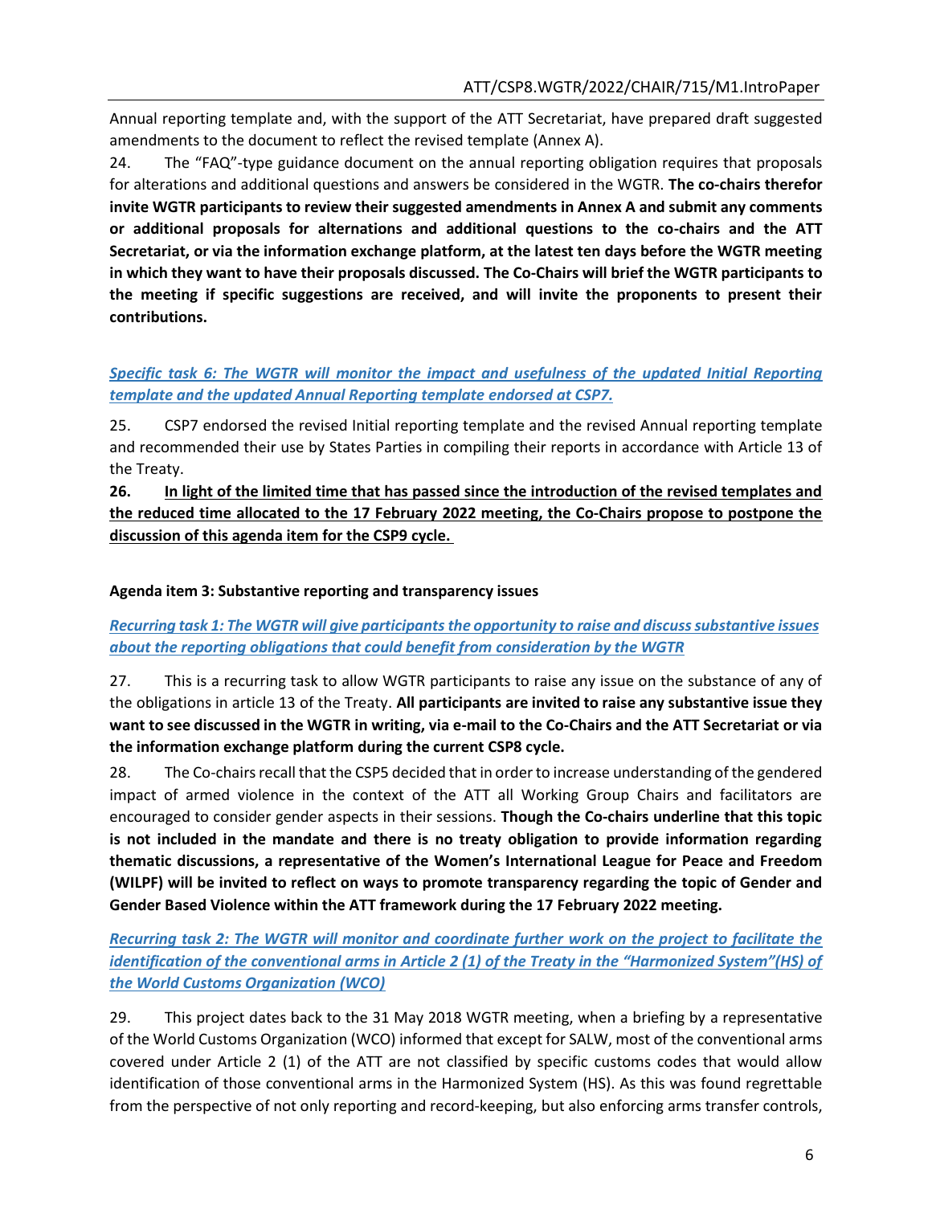Annual reporting template and, with the support of the ATT Secretariat, have prepared draft suggested amendments to the document to reflect the revised template (Annex A).

24. The "FAQ"-type guidance document on the annual reporting obligation requires that proposals for alterations and additional questions and answers be considered in the WGTR. **The co-chairs therefor invite WGTR participants to review their suggested amendments in Annex A and submit any comments or additional proposals for alternations and additional questions to the co-chairs and the ATT Secretariat, or via the information exchange platform, at the latest ten days before the WGTR meeting in which they want to have their proposals discussed. The Co-Chairs will brief the WGTR participants to the meeting if specific suggestions are received, and will invite the proponents to present their contributions.**

***Specific task 6: The WGTR will monitor the impact and usefulness of the updated Initial Reporting template and the updated Annual Reporting template endorsed at CSP7.***

25. CSP7 endorsed the revised Initial reporting template and the revised Annual reporting template and recommended their use by States Parties in compiling their reports in accordance with Article 13 of the Treaty.

**26. In light of the limited time that has passed since the introduction of the revised templates and the reduced time allocated to the 17 February 2022 meeting, the Co-Chairs propose to postpone the discussion of this agenda item for the CSP9 cycle.**

**Agenda item 3: Substantive reporting and transparency issues**

***Recurring task 1: The WGTR will give participants the opportunity to raise and discuss substantive issues about the reporting obligations that could benefit from consideration by the WGTR***

27. This is a recurring task to allow WGTR participants to raise any issue on the substance of any of the obligations in article 13 of the Treaty. **All participants are invited to raise any substantive issue they want to see discussed in the WGTR in writing, via e-mail to the Co-Chairs and the ATT Secretariat or via the information exchange platform during the current CSP8 cycle.**

28. The Co-chairs recall that the CSP5 decided that in order to increase understanding of the gendered impact of armed violence in the context of the ATT all Working Group Chairs and facilitators are encouraged to consider gender aspects in their sessions. **Though the Co-chairs underline that this topic is not included in the mandate and there is no treaty obligation to provide information regarding thematic discussions, a representative of the Women's International League for Peace and Freedom (WILPF) will be invited to reflect on ways to promote transparency regarding the topic of Gender and Gender Based Violence within the ATT framework during the 17 February 2022 meeting.**

***Recurring task 2: The WGTR will monitor and coordinate further work on the project to facilitate the identification of the conventional arms in Article 2 (1) of the Treaty in the "Harmonized System"(HS) of the World Customs Organization (WCO)***

29. This project dates back to the 31 May 2018 WGTR meeting, when a briefing by a representative of the World Customs Organization (WCO) informed that except for SALW, most of the conventional arms covered under Article 2 (1) of the ATT are not classified by specific customs codes that would allow identification of those conventional arms in the Harmonized System (HS). As this was found regrettable from the perspective of not only reporting and record-keeping, but also enforcing arms transfer controls,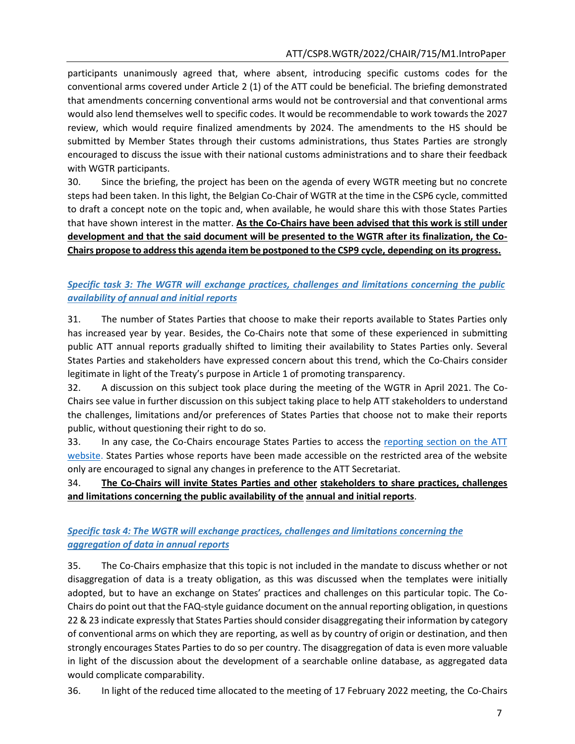participants unanimously agreed that, where absent, introducing specific customs codes for the conventional arms covered under Article 2 (1) of the ATT could be beneficial. The briefing demonstrated that amendments concerning conventional arms would not be controversial and that conventional arms would also lend themselves well to specific codes. It would be recommendable to work towards the 2027 review, which would require finalized amendments by 2024. The amendments to the HS should be submitted by Member States through their customs administrations, thus States Parties are strongly encouraged to discuss the issue with their national customs administrations and to share their feedback with WGTR participants.

30. Since the briefing, the project has been on the agenda of every WGTR meeting but no concrete steps had been taken. In this light, the Belgian Co-Chair of WGTR at the time in the CSP6 cycle, committed to draft a concept note on the topic and, when available, he would share this with those States Parties that have shown interest in the matter. **As the Co-Chairs have been advised that this work is still under development and that the said document will be presented to the WGTR after its finalization, the Co-Chairs propose to address this agenda item be postponed to the CSP9 cycle, depending on its progress.**

### *Specific task 3: The WGTR will exchange practices, challenges and limitations concerning the public availability of annual and initial reports*

31. The number of States Parties that choose to make their reports available to States Parties only has increased year by year. Besides, the Co-Chairs note that some of these experienced in submitting public ATT annual reports gradually shifted to limiting their availability to States Parties only. Several States Parties and stakeholders have expressed concern about this trend, which the Co-Chairs consider legitimate in light of the Treaty's purpose in Article 1 of promoting transparency.

32. A discussion on this subject took place during the meeting of the WGTR in April 2021. The Co-Chairs see value in further discussion on this subject taking place to help ATT stakeholders to understand the challenges, limitations and/or preferences of States Parties that choose not to make their reports public, without questioning their right to do so.

33. In any case, the Co-Chairs encourage States Parties to access the reporting section on the ATT website. States Parties whose reports have been made accessible on the restricted area of the website only are encouraged to signal any changes in preference to the ATT Secretariat.

34. **The Co-Chairs will invite States Parties and other stakeholders to share practices, challenges and limitations concerning the public availability of the annual and initial reports**.

### *Specific task 4: The WGTR will exchange practices, challenges and limitations concerning the aggregation of data in annual reports*

35. The Co-Chairs emphasize that this topic is not included in the mandate to discuss whether or not disaggregation of data is a treaty obligation, as this was discussed when the templates were initially adopted, but to have an exchange on States' practices and challenges on this particular topic. The Co-Chairs do point out that the FAQ-style guidance document on the annual reporting obligation, in questions 22 & 23 indicate expressly that States Parties should consider disaggregating their information by category of conventional arms on which they are reporting, as well as by country of origin or destination, and then strongly encourages States Parties to do so per country. The disaggregation of data is even more valuable in light of the discussion about the development of a searchable online database, as aggregated data would complicate comparability.

36. In light of the reduced time allocated to the meeting of 17 February 2022 meeting, the Co-Chairs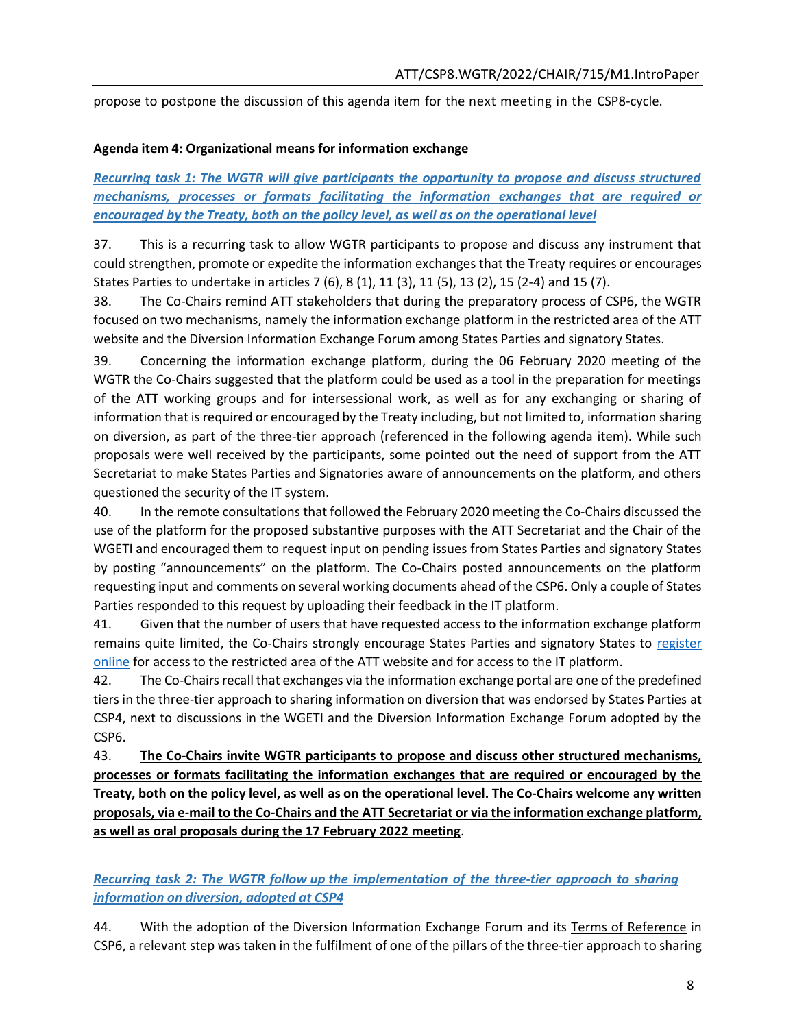propose to postpone the discussion of this agenda item for the next meeting in the CSP8-cycle.

**Agenda item 4: Organizational means for information exchange**

***Recurring task 1: The WGTR will give participants the opportunity to propose and discuss structured mechanisms, processes or formats facilitating the information exchanges that are required or encouraged by the Treaty, both on the policy level, as well as on the operational level***

37. This is a recurring task to allow WGTR participants to propose and discuss any instrument that could strengthen, promote or expedite the information exchanges that the Treaty requires or encourages States Parties to undertake in articles 7 (6), 8 (1), 11 (3), 11 (5), 13 (2), 15 (2-4) and 15 (7).

38. The Co-Chairs remind ATT stakeholders that during the preparatory process of CSP6, the WGTR focused on two mechanisms, namely the information exchange platform in the restricted area of the ATT website and the Diversion Information Exchange Forum among States Parties and signatory States.

39. Concerning the information exchange platform, during the 06 February 2020 meeting of the WGTR the Co-Chairs suggested that the platform could be used as a tool in the preparation for meetings of the ATT working groups and for intersessional work, as well as for any exchanging or sharing of information that is required or encouraged by the Treaty including, but not limited to, information sharing on diversion, as part of the three-tier approach (referenced in the following agenda item). While such proposals were well received by the participants, some pointed out the need of support from the ATT Secretariat to make States Parties and Signatories aware of announcements on the platform, and others questioned the security of the IT system.

40. In the remote consultations that followed the February 2020 meeting the Co-Chairs discussed the use of the platform for the proposed substantive purposes with the ATT Secretariat and the Chair of the WGETI and encouraged them to request input on pending issues from States Parties and signatory States by posting "announcements" on the platform. The Co-Chairs posted announcements on the platform requesting input and comments on several working documents ahead of the CSP6. Only a couple of States Parties responded to this request by uploading their feedback in the IT platform.

41. Given that the number of users that have requested access to the information exchange platform remains quite limited, the Co-Chairs strongly encourage States Parties and signatory States to register online for access to the restricted area of the ATT website and for access to the IT platform.

42. The Co-Chairs recall that exchanges via the information exchange portal are one of the predefined tiers in the three-tier approach to sharing information on diversion that was endorsed by States Parties at CSP4, next to discussions in the WGETI and the Diversion Information Exchange Forum adopted by the CSP6.

43. **The Co-Chairs invite WGTR participants to propose and discuss other structured mechanisms, processes or formats facilitating the information exchanges that are required or encouraged by the Treaty, both on the policy level, as well as on the operational level. The Co-Chairs welcome any written proposals, via e-mail to the Co-Chairs and the ATT Secretariat or via the information exchange platform, as well as oral proposals during the 17 February 2022 meeting**.

***Recurring task 2: The WGTR follow up the implementation of the three-tier approach to sharing information on diversion, adopted at CSP4***

44. With the adoption of the Diversion Information Exchange Forum and its Terms of Reference in CSP6, a relevant step was taken in the fulfilment of one of the pillars of the three-tier approach to sharing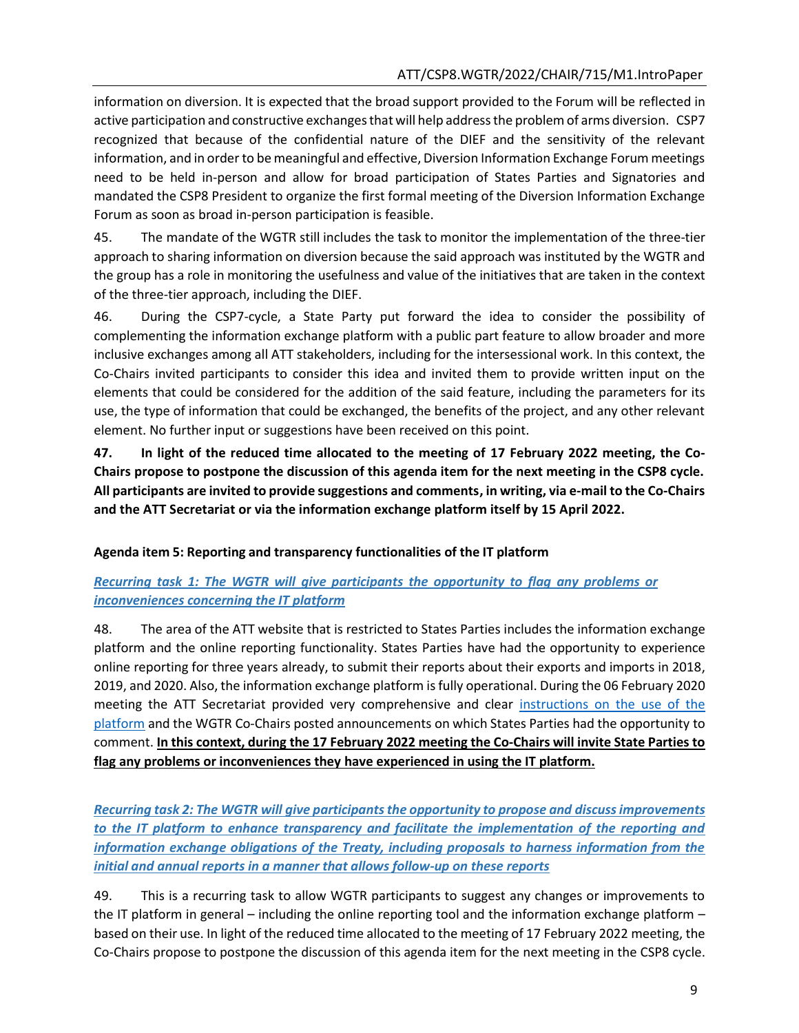information on diversion. It is expected that the broad support provided to the Forum will be reflected in active participation and constructive exchanges that will help address the problem of arms diversion. CSP7 recognized that because of the confidential nature of the DIEF and the sensitivity of the relevant information, and in order to be meaningful and effective, Diversion Information Exchange Forum meetings need to be held in-person and allow for broad participation of States Parties and Signatories and mandated the CSP8 President to organize the first formal meeting of the Diversion Information Exchange Forum as soon as broad in-person participation is feasible.

45. The mandate of the WGTR still includes the task to monitor the implementation of the three-tier approach to sharing information on diversion because the said approach was instituted by the WGTR and the group has a role in monitoring the usefulness and value of the initiatives that are taken in the context of the three-tier approach, including the DIEF.

46. During the CSP7-cycle, a State Party put forward the idea to consider the possibility of complementing the information exchange platform with a public part feature to allow broader and more inclusive exchanges among all ATT stakeholders, including for the intersessional work. In this context, the Co-Chairs invited participants to consider this idea and invited them to provide written input on the elements that could be considered for the addition of the said feature, including the parameters for its use, the type of information that could be exchanged, the benefits of the project, and any other relevant element. No further input or suggestions have been received on this point.

**47. In light of the reduced time allocated to the meeting of 17 February 2022 meeting, the Co-Chairs propose to postpone the discussion of this agenda item for the next meeting in the CSP8 cycle. All participants are invited to provide suggestions and comments, in writing, via e-mail to the Co-Chairs and the ATT Secretariat or via the information exchange platform itself by 15 April 2022.**

**Agenda item 5: Reporting and transparency functionalities of the IT platform**

***Recurring task 1: The WGTR will give participants the opportunity to flag any problems or inconveniences concerning the IT platform***

48. The area of the ATT website that is restricted to States Parties includes the information exchange platform and the online reporting functionality. States Parties have had the opportunity to experience online reporting for three years already, to submit their reports about their exports and imports in 2018, 2019, and 2020. Also, the information exchange platform is fully operational. During the 06 February 2020 meeting the ATT Secretariat provided very comprehensive and clear instructions on the use of the platform and the WGTR Co-Chairs posted announcements on which States Parties had the opportunity to comment. **In this context, during the 17 February 2022 meeting the Co-Chairs will invite State Parties to flag any problems or inconveniences they have experienced in using the IT platform.**

***Recurring task 2: The WGTR will give participants the opportunity to propose and discuss improvements to the IT platform to enhance transparency and facilitate the implementation of the reporting and information exchange obligations of the Treaty, including proposals to harness information from the initial and annual reports in a manner that allows follow-up on these reports***

49. This is a recurring task to allow WGTR participants to suggest any changes or improvements to the IT platform in general – including the online reporting tool and the information exchange platform – based on their use. In light of the reduced time allocated to the meeting of 17 February 2022 meeting, the Co-Chairs propose to postpone the discussion of this agenda item for the next meeting in the CSP8 cycle.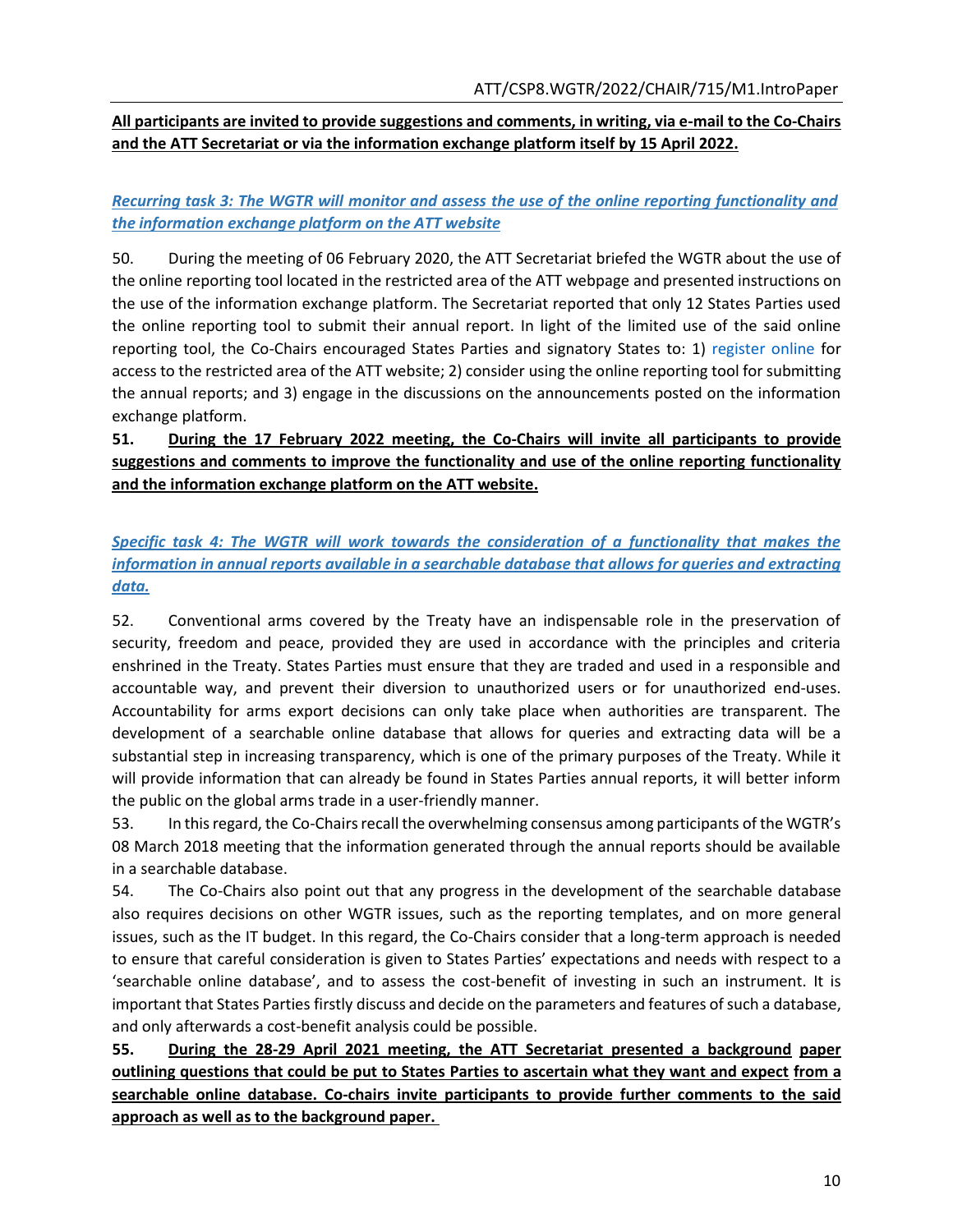**All participants are invited to provide suggestions and comments, in writing, via e-mail to the Co-Chairs and the ATT Secretariat or via the information exchange platform itself by 15 April 2022.**

***Recurring task 3: The WGTR will monitor and assess the use of the online reporting functionality and the information exchange platform on the ATT website***

50. During the meeting of 06 February 2020, the ATT Secretariat briefed the WGTR about the use of the online reporting tool located in the restricted area of the ATT webpage and presented instructions on the use of the information exchange platform. The Secretariat reported that only 12 States Parties used the online reporting tool to submit their annual report. In light of the limited use of the said online reporting tool, the Co-Chairs encouraged States Parties and signatory States to: 1) register online for access to the restricted area of the ATT website; 2) consider using the online reporting tool for submitting the annual reports; and 3) engage in the discussions on the announcements posted on the information exchange platform.

**51. During the 17 February 2022 meeting, the Co-Chairs will invite all participants to provide suggestions and comments to improve the functionality and use of the online reporting functionality and the information exchange platform on the ATT website.**

***Specific task 4: The WGTR will work towards the consideration of a functionality that makes the information in annual reports available in a searchable database that allows for queries and extracting data.***

52. Conventional arms covered by the Treaty have an indispensable role in the preservation of security, freedom and peace, provided they are used in accordance with the principles and criteria enshrined in the Treaty. States Parties must ensure that they are traded and used in a responsible and accountable way, and prevent their diversion to unauthorized users or for unauthorized end-uses. Accountability for arms export decisions can only take place when authorities are transparent. The development of a searchable online database that allows for queries and extracting data will be a substantial step in increasing transparency, which is one of the primary purposes of the Treaty. While it will provide information that can already be found in States Parties annual reports, it will better inform the public on the global arms trade in a user-friendly manner.

53. In this regard, the Co-Chairs recall the overwhelming consensus among participants of the WGTR's 08 March 2018 meeting that the information generated through the annual reports should be available in a searchable database.

54. The Co-Chairs also point out that any progress in the development of the searchable database also requires decisions on other WGTR issues, such as the reporting templates, and on more general issues, such as the IT budget. In this regard, the Co-Chairs consider that a long-term approach is needed to ensure that careful consideration is given to States Parties' expectations and needs with respect to a 'searchable online database', and to assess the cost-benefit of investing in such an instrument. It is important that States Parties firstly discuss and decide on the parameters and features of such a database, and only afterwards a cost-benefit analysis could be possible.

**55. During the 28-29 April 2021 meeting, the ATT Secretariat presented a background paper outlining questions that could be put to States Parties to ascertain what they want and expect from a searchable online database. Co-chairs invite participants to provide further comments to the said approach as well as to the background paper.**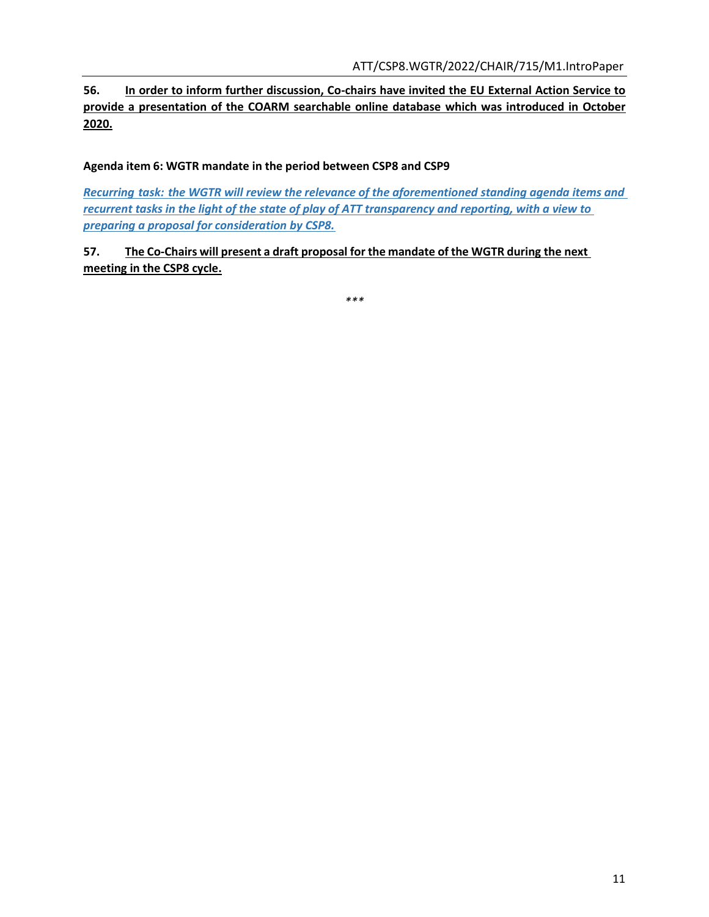**56. In order to inform further discussion, Co-chairs have invited the EU External Action Service to provide a presentation of the COARM searchable online database which was introduced in October 2020.**

**Agenda item 6: WGTR mandate in the period between CSP8 and CSP9**

***Recurring task: the WGTR will review the relevance of the aforementioned standing agenda items and recurrent tasks in the light of the state of play of ATT transparency and reporting, with a view to preparing a proposal for consideration by CSP8.***

**57. The Co-Chairs will present a draft proposal for the mandate of the WGTR during the next meeting in the CSP8 cycle.**

\*\*\*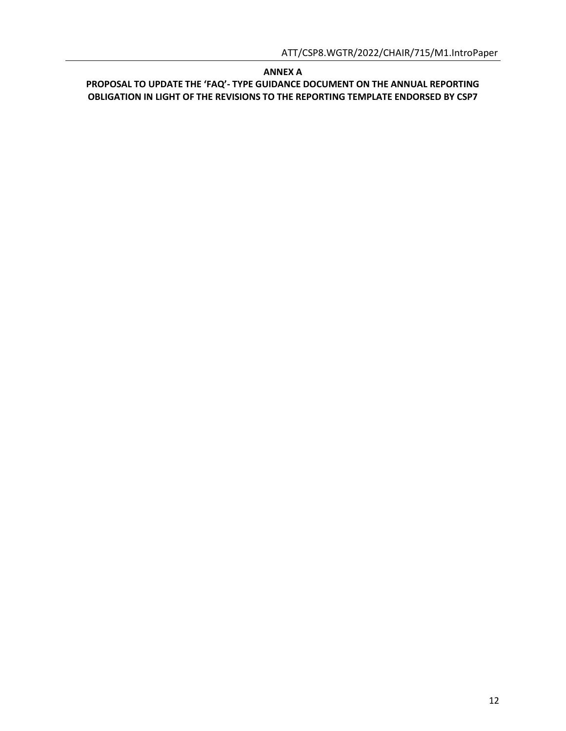**ANNEX A**

**PROPOSAL TO UPDATE THE 'FAQ'- TYPE GUIDANCE DOCUMENT ON THE ANNUAL REPORTING OBLIGATION IN LIGHT OF THE REVISIONS TO THE REPORTING TEMPLATE ENDORSED BY CSP7**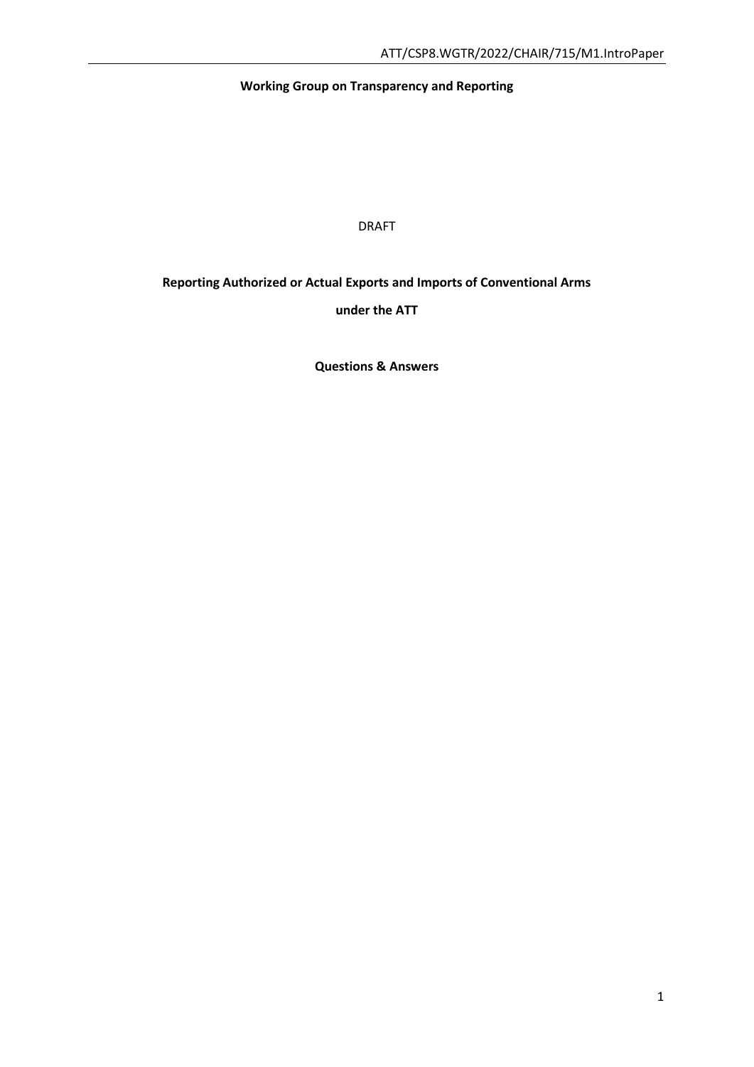**Working Group on Transparency and Reporting**

DRAFT

**Reporting Authorized or Actual Exports and Imports of Conventional Arms under the ATT**

**Questions & Answers**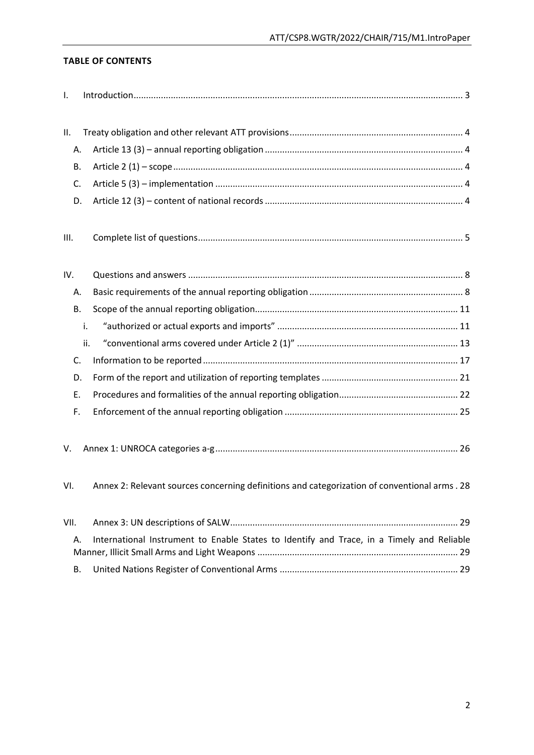**TABLE OF CONTENTS**

I. Introduction ........................................................................................................................ 3

II. Treaty obligation and other relevant ATT provisions ..................................................................... 4

A. Article 13 (3) – annual reporting obligation ............................................................................... 4

B. Article 2 (1) – scope ................................................................................................................... 4

C. Article 5 (3) – implementation .................................................................................................. 4

D. Article 12 (3) – content of national records ............................................................................... 4

III. Complete list of questions .......................................................................................................... 5

IV. Questions and answers ............................................................................................................. 8

A. Basic requirements of the annual reporting obligation ............................................................. 8

B. Scope of the annual reporting obligation ................................................................................. 11

i. "authorized or actual exports and imports" ........................................................................ 11

ii. "conventional arms covered under Article 2 (1)" ................................................................ 13

C. Information to be reported ...................................................................................................... 17

D. Form of the report and utilization of reporting templates ...................................................... 21

E. Procedures and formalities of the annual reporting obligation ................................................ 22

F. Enforcement of the annual reporting obligation ...................................................................... 25

V. Annex 1: UNROCA categories a-g ................................................................................................ 26

VI. Annex 2: Relevant sources concerning definitions and categorization of conventional arms . 28

VII. Annex 3: UN descriptions of SALW .......................................................................................... 29

A. International Instrument to Enable States to Identify and Trace, in a Timely and Reliable Manner, Illicit Small Arms and Light Weapons ................................................................................ 29

B. United Nations Register of Conventional Arms ....................................................................... 29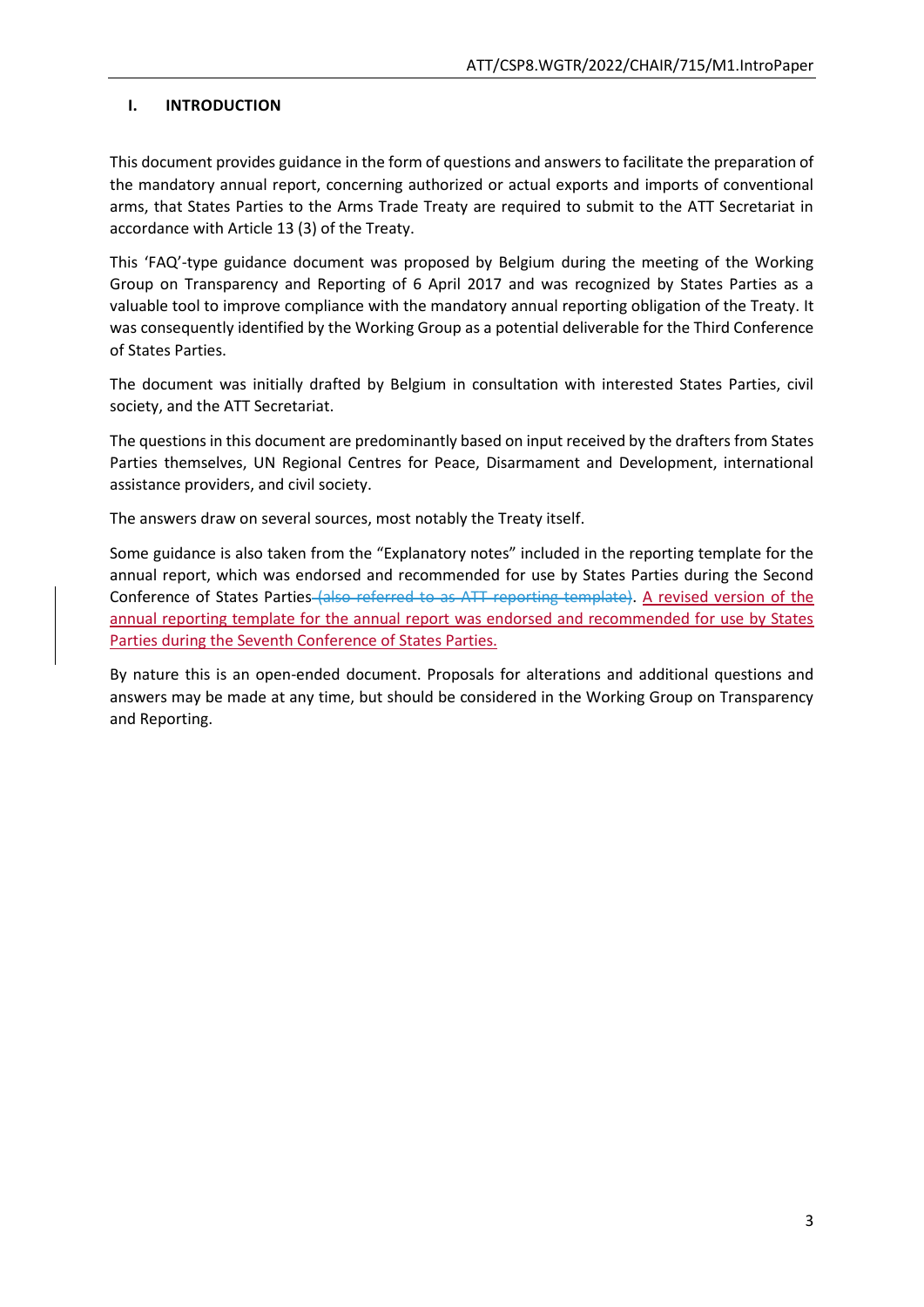## I. INTRODUCTION

This document provides guidance in the form of questions and answers to facilitate the preparation of the mandatory annual report, concerning authorized or actual exports and imports of conventional arms, that States Parties to the Arms Trade Treaty are required to submit to the ATT Secretariat in accordance with Article 13 (3) of the Treaty.

This 'FAQ'-type guidance document was proposed by Belgium during the meeting of the Working Group on Transparency and Reporting of 6 April 2017 and was recognized by States Parties as a valuable tool to improve compliance with the mandatory annual reporting obligation of the Treaty. It was consequently identified by the Working Group as a potential deliverable for the Third Conference of States Parties.

The document was initially drafted by Belgium in consultation with interested States Parties, civil society, and the ATT Secretariat.

The questions in this document are predominantly based on input received by the drafters from States Parties themselves, UN Regional Centres for Peace, Disarmament and Development, international assistance providers, and civil society.

The answers draw on several sources, most notably the Treaty itself.

Some guidance is also taken from the "Explanatory notes" included in the reporting template for the annual report, which was endorsed and recommended for use by States Parties during the Second Conference of States Parties~~ (also referred to as ATT reporting template)~~. A revised version of the annual reporting template for the annual report was endorsed and recommended for use by States Parties during the Seventh Conference of States Parties.

By nature this is an open-ended document. Proposals for alterations and additional questions and answers may be made at any time, but should be considered in the Working Group on Transparency and Reporting.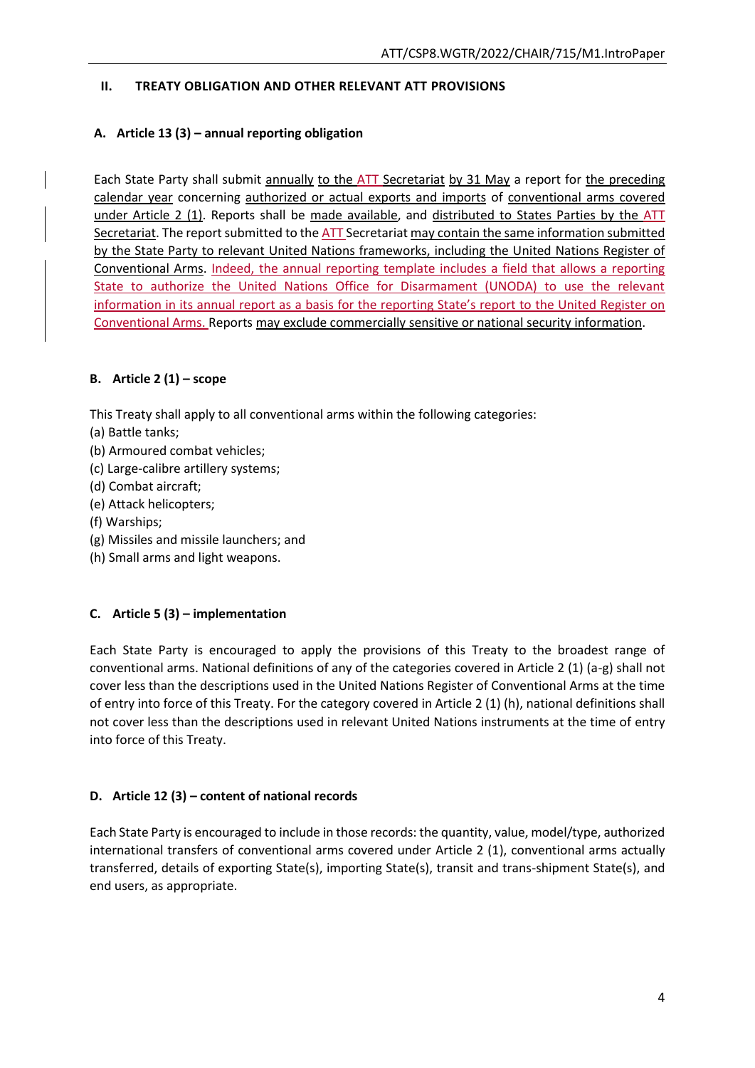## II. TREATY OBLIGATION AND OTHER RELEVANT ATT PROVISIONS

### A. Article 13 (3) – annual reporting obligation

Each State Party shall submit annually to the ATT Secretariat by 31 May a report for the preceding calendar year concerning authorized or actual exports and imports of conventional arms covered under Article 2 (1). Reports shall be made available, and distributed to States Parties by the ATT Secretariat. The report submitted to the ATT Secretariat may contain the same information submitted by the State Party to relevant United Nations frameworks, including the United Nations Register of Conventional Arms. Indeed, the annual reporting template includes a field that allows a reporting State to authorize the United Nations Office for Disarmament (UNODA) to use the relevant information in its annual report as a basis for the reporting State's report to the United Register on Conventional Arms. Reports may exclude commercially sensitive or national security information.

### B. Article 2 (1) – scope

This Treaty shall apply to all conventional arms within the following categories:

(a) Battle tanks;
(b) Armoured combat vehicles;
(c) Large-calibre artillery systems;
(d) Combat aircraft;
(e) Attack helicopters;
(f) Warships;
(g) Missiles and missile launchers; and
(h) Small arms and light weapons.

### C. Article 5 (3) – implementation

Each State Party is encouraged to apply the provisions of this Treaty to the broadest range of conventional arms. National definitions of any of the categories covered in Article 2 (1) (a-g) shall not cover less than the descriptions used in the United Nations Register of Conventional Arms at the time of entry into force of this Treaty. For the category covered in Article 2 (1) (h), national definitions shall not cover less than the descriptions used in relevant United Nations instruments at the time of entry into force of this Treaty.

### D. Article 12 (3) – content of national records

Each State Party is encouraged to include in those records: the quantity, value, model/type, authorized international transfers of conventional arms covered under Article 2 (1), conventional arms actually transferred, details of exporting State(s), importing State(s), transit and trans-shipment State(s), and end users, as appropriate.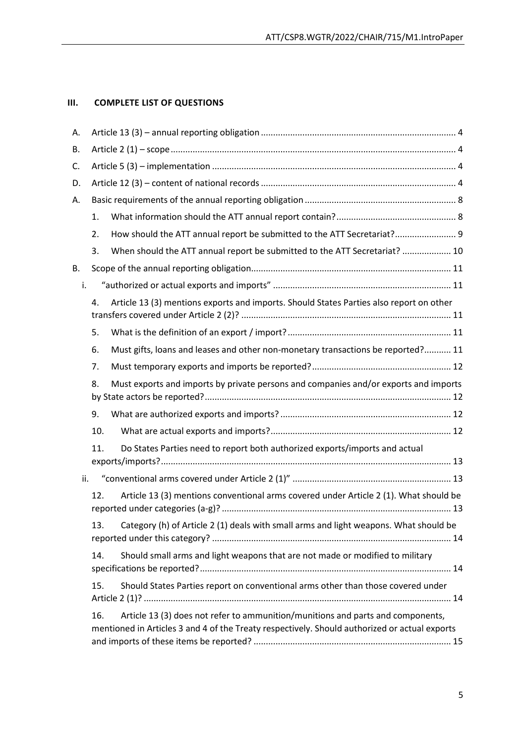## III. COMPLETE LIST OF QUESTIONS

A. Article 13 (3) – annual reporting obligation ..... 4

B. Article 2 (1) – scope ..... 4

C. Article 5 (3) – implementation ..... 4

D. Article 12 (3) – content of national records ..... 4

A. Basic requirements of the annual reporting obligation ..... 8

1. What information should the ATT annual report contain? ..... 8
2. How should the ATT annual report be submitted to the ATT Secretariat? ..... 9
3. When should the ATT annual report be submitted to the ATT Secretariat? ..... 10

B. Scope of the annual reporting obligation ..... 11

i. "authorized or actual exports and imports" ..... 11

4. Article 13 (3) mentions exports and imports. Should States Parties also report on other transfers covered under Article 2 (2)? ..... 11
5. What is the definition of an export / import? ..... 11
6. Must gifts, loans and leases and other non-monetary transactions be reported? ..... 11
7. Must temporary exports and imports be reported? ..... 12
8. Must exports and imports by private persons and companies and/or exports and imports by State actors be reported? ..... 12
9. What are authorized exports and imports? ..... 12
10. What are actual exports and imports? ..... 12
11. Do States Parties need to report both authorized exports/imports and actual exports/imports? ..... 13

ii. "conventional arms covered under Article 2 (1)" ..... 13

12. Article 13 (3) mentions conventional arms covered under Article 2 (1). What should be reported under categories (a-g)? ..... 13
13. Category (h) of Article 2 (1) deals with small arms and light weapons. What should be reported under this category? ..... 14
14. Should small arms and light weapons that are not made or modified to military specifications be reported? ..... 14
15. Should States Parties report on conventional arms other than those covered under Article 2 (1)? ..... 14
16. Article 13 (3) does not refer to ammunition/munitions and parts and components, mentioned in Articles 3 and 4 of the Treaty respectively. Should authorized or actual exports and imports of these items be reported? ..... 15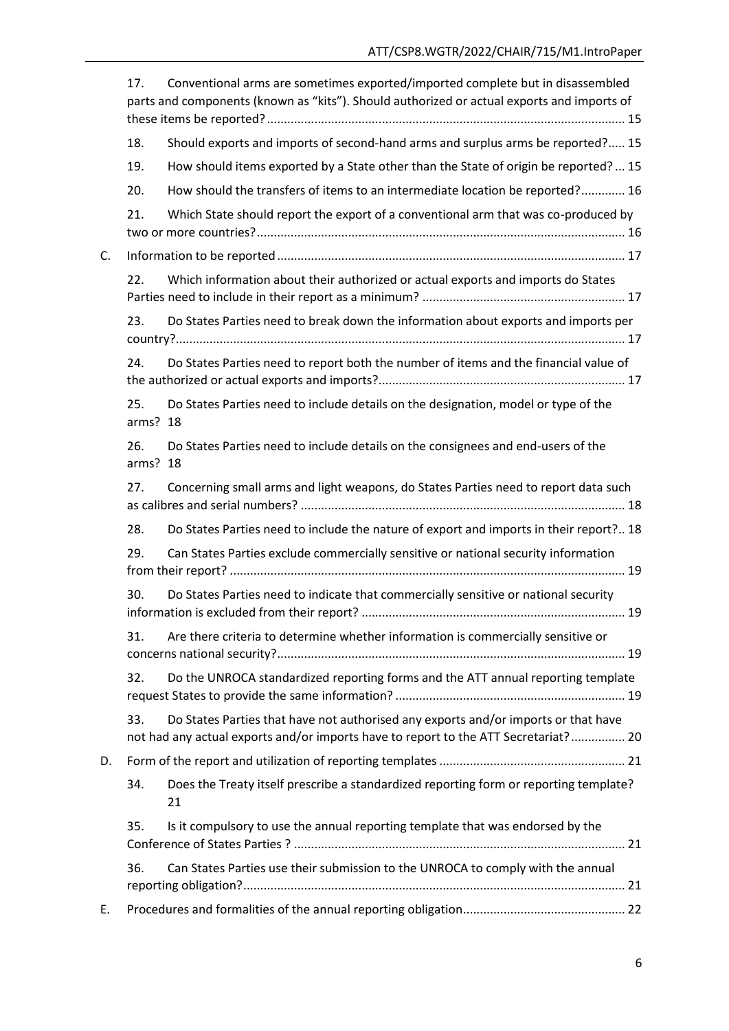17. Conventional arms are sometimes exported/imported complete but in disassembled parts and components (known as "kits"). Should authorized or actual exports and imports of these items be reported? ........ 15

18. Should exports and imports of second-hand arms and surplus arms be reported? ..... 15

19. How should items exported by a State other than the State of origin be reported? ... 15

20. How should the transfers of items to an intermediate location be reported? ............ 16

21. Which State should report the export of a conventional arm that was co-produced by two or more countries? ........ 16

C. Information to be reported ........ 17

22. Which information about their authorized or actual exports and imports do States Parties need to include in their report as a minimum? ........ 17

23. Do States Parties need to break down the information about exports and imports per country? ........ 17

24. Do States Parties need to report both the number of items and the financial value of the authorized or actual exports and imports? ........ 17

25. Do States Parties need to include details on the designation, model or type of the arms? 18

26. Do States Parties need to include details on the consignees and end-users of the arms? 18

27. Concerning small arms and light weapons, do States Parties need to report data such as calibres and serial numbers? ........ 18

28. Do States Parties need to include the nature of export and imports in their report? .. 18

29. Can States Parties exclude commercially sensitive or national security information from their report? ........ 19

30. Do States Parties need to indicate that commercially sensitive or national security information is excluded from their report? ........ 19

31. Are there criteria to determine whether information is commercially sensitive or concerns national security? ........ 19

32. Do the UNROCA standardized reporting forms and the ATT annual reporting template request States to provide the same information? ........ 19

33. Do States Parties that have not authorised any exports and/or imports or that have not had any actual exports and/or imports have to report to the ATT Secretariat? ................ 20

D. Form of the report and utilization of reporting templates ........ 21

34. Does the Treaty itself prescribe a standardized reporting form or reporting template? 21

35. Is it compulsory to use the annual reporting template that was endorsed by the Conference of States Parties ? ........ 21

36. Can States Parties use their submission to the UNROCA to comply with the annual reporting obligation? ........ 21

E. Procedures and formalities of the annual reporting obligation ........ 22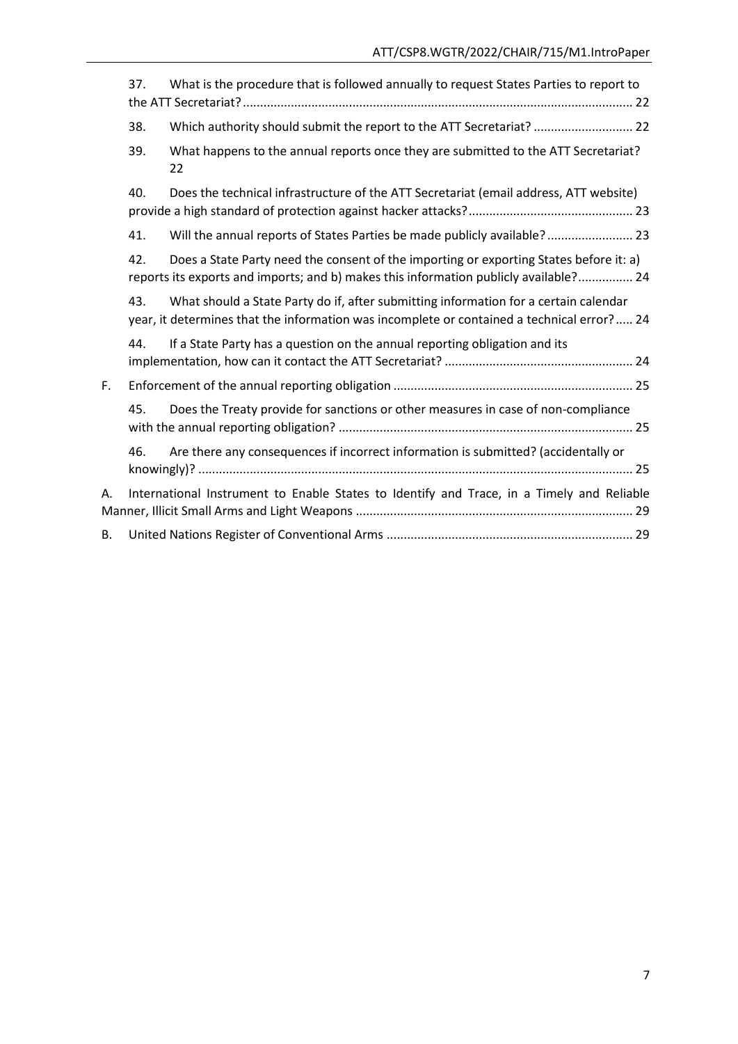37. What is the procedure that is followed annually to request States Parties to report to the ATT Secretariat? ........ 22

38. Which authority should submit the report to the ATT Secretariat? ........ 22

39. What happens to the annual reports once they are submitted to the ATT Secretariat? 22

40. Does the technical infrastructure of the ATT Secretariat (email address, ATT website) provide a high standard of protection against hacker attacks? ........ 23

41. Will the annual reports of States Parties be made publicly available? ........ 23

42. Does a State Party need the consent of the importing or exporting States before it: a) reports its exports and imports; and b) makes this information publicly available? ........ 24

43. What should a State Party do if, after submitting information for a certain calendar year, it determines that the information was incomplete or contained a technical error? ..... 24

44. If a State Party has a question on the annual reporting obligation and its implementation, how can it contact the ATT Secretariat? ........ 24

F. Enforcement of the annual reporting obligation ........ 25

45. Does the Treaty provide for sanctions or other measures in case of non-compliance with the annual reporting obligation? ........ 25

46. Are there any consequences if incorrect information is submitted? (accidentally or knowingly)? ........ 25

A. International Instrument to Enable States to Identify and Trace, in a Timely and Reliable Manner, Illicit Small Arms and Light Weapons ........ 29

B. United Nations Register of Conventional Arms ........ 29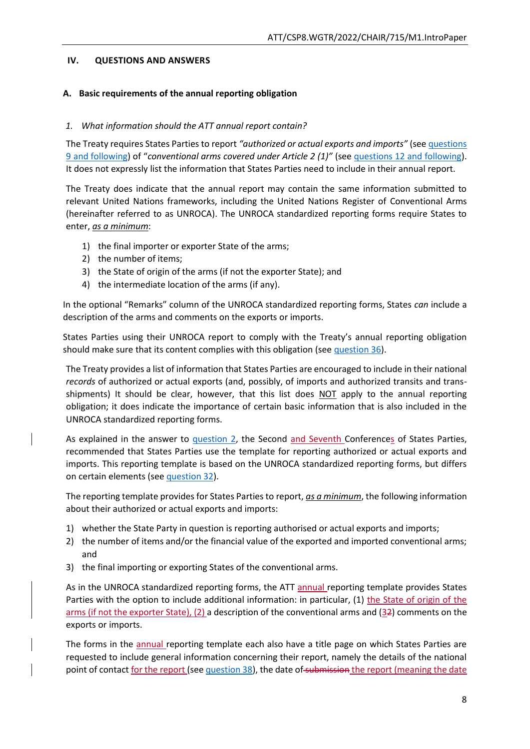## IV. QUESTIONS AND ANSWERS

### A. Basic requirements of the annual reporting obligation

*1. What information should the ATT annual report contain?*

The Treaty requires States Parties to report *"authorized or actual exports and imports"* (see questions 9 and following) of "*conventional arms covered under Article 2 (1)"* (see questions 12 and following). It does not expressly list the information that States Parties need to include in their annual report.

The Treaty does indicate that the annual report may contain the same information submitted to relevant United Nations frameworks, including the United Nations Register of Conventional Arms (hereinafter referred to as UNROCA). The UNROCA standardized reporting forms require States to enter, ***as a minimum***:

1) the final importer or exporter State of the arms;
2) the number of items;
3) the State of origin of the arms (if not the exporter State); and
4) the intermediate location of the arms (if any).

In the optional "Remarks" column of the UNROCA standardized reporting forms, States *can* include a description of the arms and comments on the exports or imports.

States Parties using their UNROCA report to comply with the Treaty's annual reporting obligation should make sure that its content complies with this obligation (see question 36).

The Treaty provides a list of information that States Parties are encouraged to include in their national *records* of authorized or actual exports (and, possibly, of imports and authorized transits and trans-shipments) It should be clear, however, that this list does NOT apply to the annual reporting obligation; it does indicate the importance of certain basic information that is also included in the UNROCA standardized reporting forms.

As explained in the answer to question 2, the Second and Seventh Conferences of States Parties, recommended that States Parties use the template for reporting authorized or actual exports and imports. This reporting template is based on the UNROCA standardized reporting forms, but differs on certain elements (see question 32).

The reporting template provides for States Parties to report, ***as a minimum***, the following information about their authorized or actual exports and imports:

1) whether the State Party in question is reporting authorised or actual exports and imports;
2) the number of items and/or the financial value of the exported and imported conventional arms; and
3) the final importing or exporting States of the conventional arms.

As in the UNROCA standardized reporting forms, the ATT annual reporting template provides States Parties with the option to include additional information: in particular, (1) the State of origin of the arms (if not the exporter State), (2) a description of the conventional arms and (3~~2~~) comments on the exports or imports.

The forms in the annual reporting template each also have a title page on which States Parties are requested to include general information concerning their report, namely the details of the national point of contact for the report (see question 38), the date of ~~submission~~ the report (meaning the date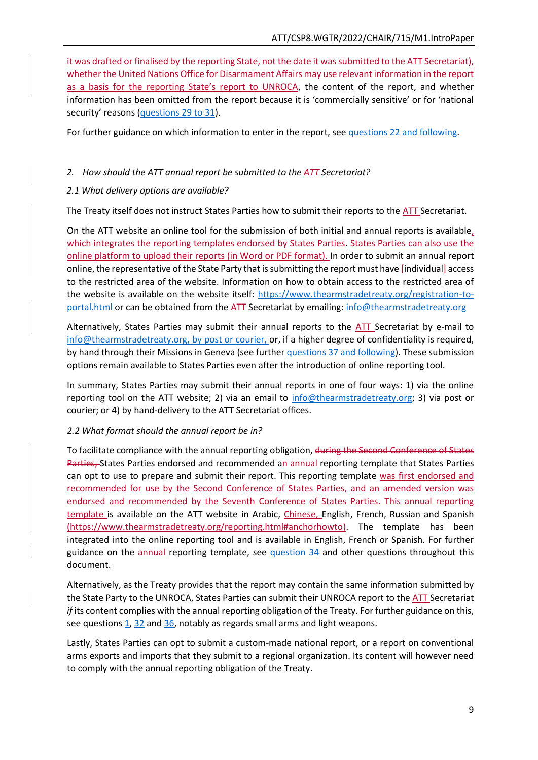it was drafted or finalised by the reporting State, not the date it was submitted to the ATT Secretariat), whether the United Nations Office for Disarmament Affairs may use relevant information in the report as a basis for the reporting State's report to UNROCA, the content of the report, and whether information has been omitted from the report because it is 'commercially sensitive' or for 'national security' reasons (questions 29 to 31).

For further guidance on which information to enter in the report, see questions 22 and following.

*2. How should the ATT annual report be submitted to the ATT Secretariat?*

*2.1 What delivery options are available?*

The Treaty itself does not instruct States Parties how to submit their reports to the ATT Secretariat.

On the ATT website an online tool for the submission of both initial and annual reports is available, which integrates the reporting templates endorsed by States Parties. States Parties can also use the online platform to upload their reports (in Word or PDF format). In order to submit an annual report online, the representative of the State Party that is submitting the report must have [individual] access to the restricted area of the website. Information on how to obtain access to the restricted area of the website is available on the website itself: https://www.thearmstradetreaty.org/registration-to-portal.html or can be obtained from the ATT Secretariat by emailing: info@thearmstradetreaty.org

Alternatively, States Parties may submit their annual reports to the ATT Secretariat by e-mail to info@thearmstradetreaty.org, by post or courier, or, if a higher degree of confidentiality is required, by hand through their Missions in Geneva (see further questions 37 and following). These submission options remain available to States Parties even after the introduction of online reporting tool.

In summary, States Parties may submit their annual reports in one of four ways: 1) via the online reporting tool on the ATT website; 2) via an email to info@thearmstradetreaty.org; 3) via post or courier; or 4) by hand-delivery to the ATT Secretariat offices.

*2.2 What format should the annual report be in?*

To facilitate compliance with the annual reporting obligation, ~~during the Second Conference of States Parties,~~ States Parties endorsed and recommended an annual reporting template that States Parties can opt to use to prepare and submit their report. This reporting template was first endorsed and recommended for use by the Second Conference of States Parties, and an amended version was endorsed and recommended by the Seventh Conference of States Parties. This annual reporting template is available on the ATT website in Arabic, Chinese, English, French, Russian and Spanish (https://www.thearmstradetreaty.org/reporting.html#anchorhowto). The template has been integrated into the online reporting tool and is available in English, French or Spanish. For further guidance on the annual reporting template, see question 34 and other questions throughout this document.

Alternatively, as the Treaty provides that the report may contain the same information submitted by the State Party to the UNROCA, States Parties can submit their UNROCA report to the ATT Secretariat *if* its content complies with the annual reporting obligation of the Treaty. For further guidance on this, see questions 1, 32 and 36, notably as regards small arms and light weapons.

Lastly, States Parties can opt to submit a custom-made national report, or a report on conventional arms exports and imports that they submit to a regional organization. Its content will however need to comply with the annual reporting obligation of the Treaty.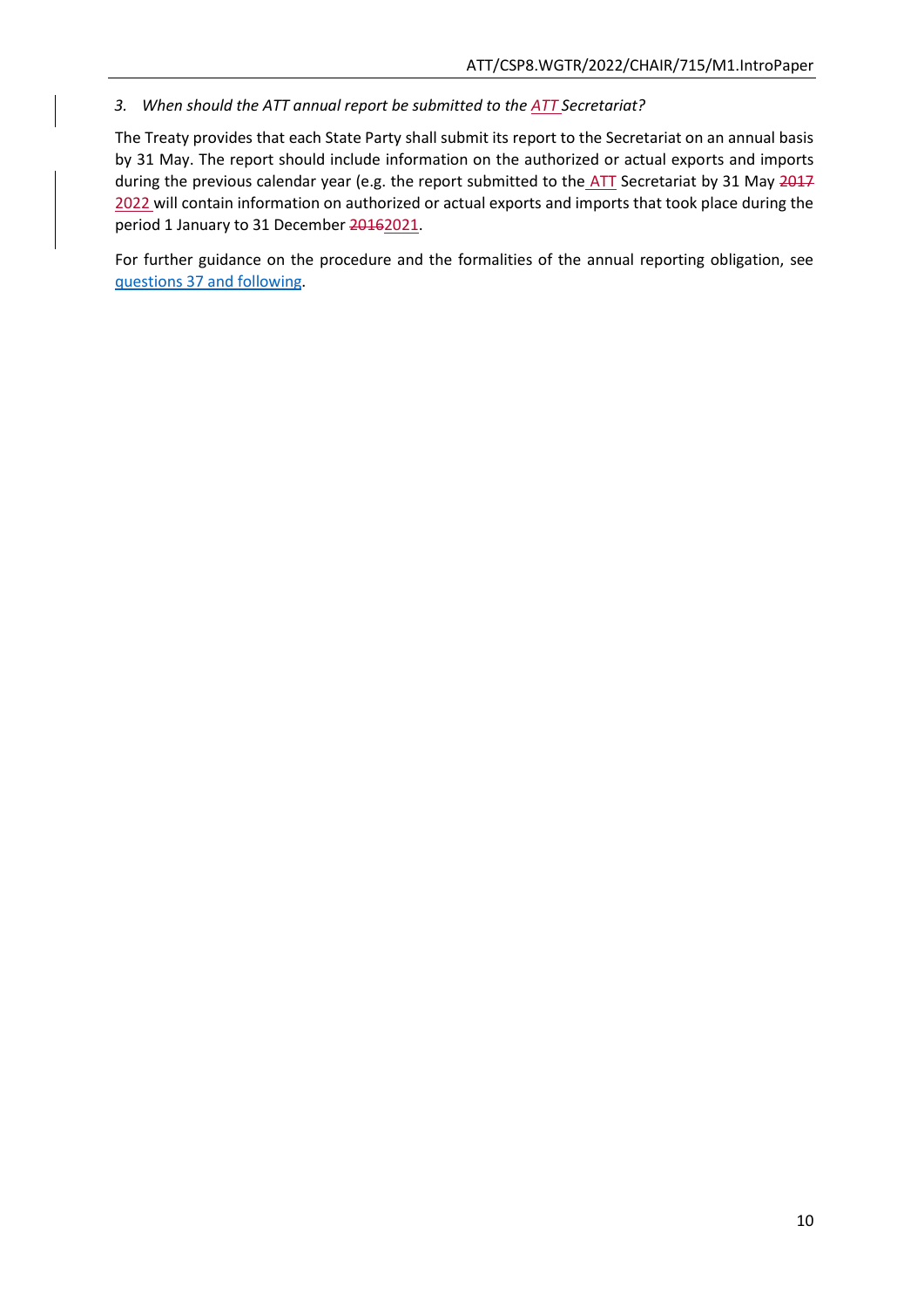*3. When should the ATT annual report be submitted to the ATT Secretariat?*

The Treaty provides that each State Party shall submit its report to the Secretariat on an annual basis by 31 May. The report should include information on the authorized or actual exports and imports during the previous calendar year (e.g. the report submitted to the ATT Secretariat by 31 May ~~2017~~ 2022 will contain information on authorized or actual exports and imports that took place during the period 1 January to 31 December ~~2016~~2021.

For further guidance on the procedure and the formalities of the annual reporting obligation, see [questions 37 and following](#).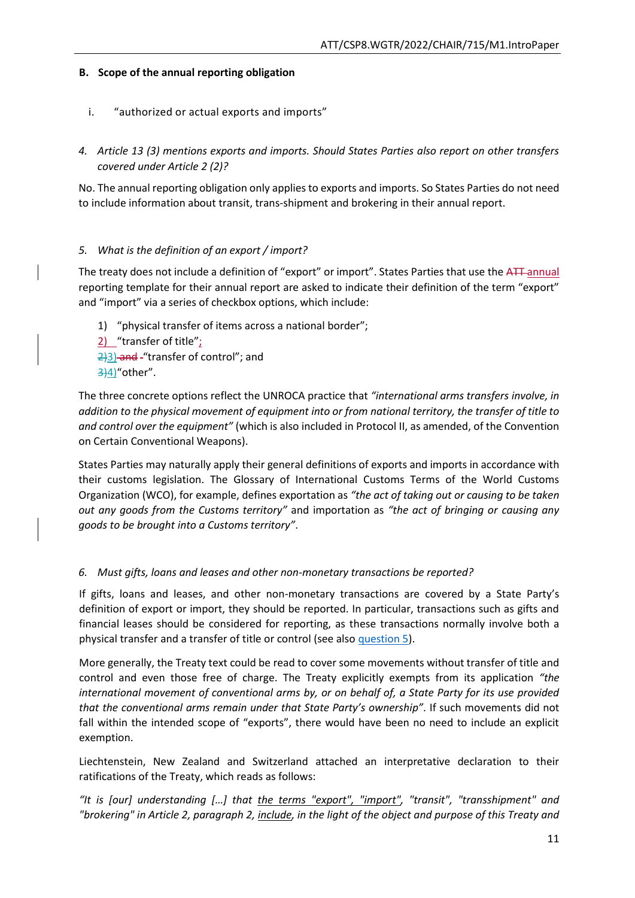## B. Scope of the annual reporting obligation

i. "authorized or actual exports and imports"

*4. Article 13 (3) mentions exports and imports. Should States Parties also report on other transfers covered under Article 2 (2)?*

No. The annual reporting obligation only applies to exports and imports. So States Parties do not need to include information about transit, trans-shipment and brokering in their annual report.

*5. What is the definition of an export / import?*

The treaty does not include a definition of "export" or import". States Parties that use the ~~ATT~~ annual reporting template for their annual report are asked to indicate their definition of the term "export" and "import" via a series of checkbox options, which include:

1) "physical transfer of items across a national border";
2) "transfer of title";
~~2)~~3) ~~and~~ "transfer of control"; and
~~3)~~4) "other".

The three concrete options reflect the UNROCA practice that *"international arms transfers involve, in addition to the physical movement of equipment into or from national territory, the transfer of title to and control over the equipment"* (which is also included in Protocol II, as amended, of the Convention on Certain Conventional Weapons).

States Parties may naturally apply their general definitions of exports and imports in accordance with their customs legislation. The Glossary of International Customs Terms of the World Customs Organization (WCO), for example, defines exportation as *"the act of taking out or causing to be taken out any goods from the Customs territory"* and importation as *"the act of bringing or causing any goods to be brought into a Customs territory"*.

*6. Must gifts, loans and leases and other non-monetary transactions be reported?*

If gifts, loans and leases, and other non-monetary transactions are covered by a State Party's definition of export or import, they should be reported. In particular, transactions such as gifts and financial leases should be considered for reporting, as these transactions normally involve both a physical transfer and a transfer of title or control (see also question 5).

More generally, the Treaty text could be read to cover some movements without transfer of title and control and even those free of charge. The Treaty explicitly exempts from its application *"the international movement of conventional arms by, or on behalf of, a State Party for its use provided that the conventional arms remain under that State Party's ownership"*. If such movements did not fall within the intended scope of "exports", there would have been no need to include an explicit exemption.

Liechtenstein, New Zealand and Switzerland attached an interpretative declaration to their ratifications of the Treaty, which reads as follows:

*"It is [our] understanding […] that the terms "export", "import", "transit", "transshipment" and "brokering" in Article 2, paragraph 2, include, in the light of the object and purpose of this Treaty and*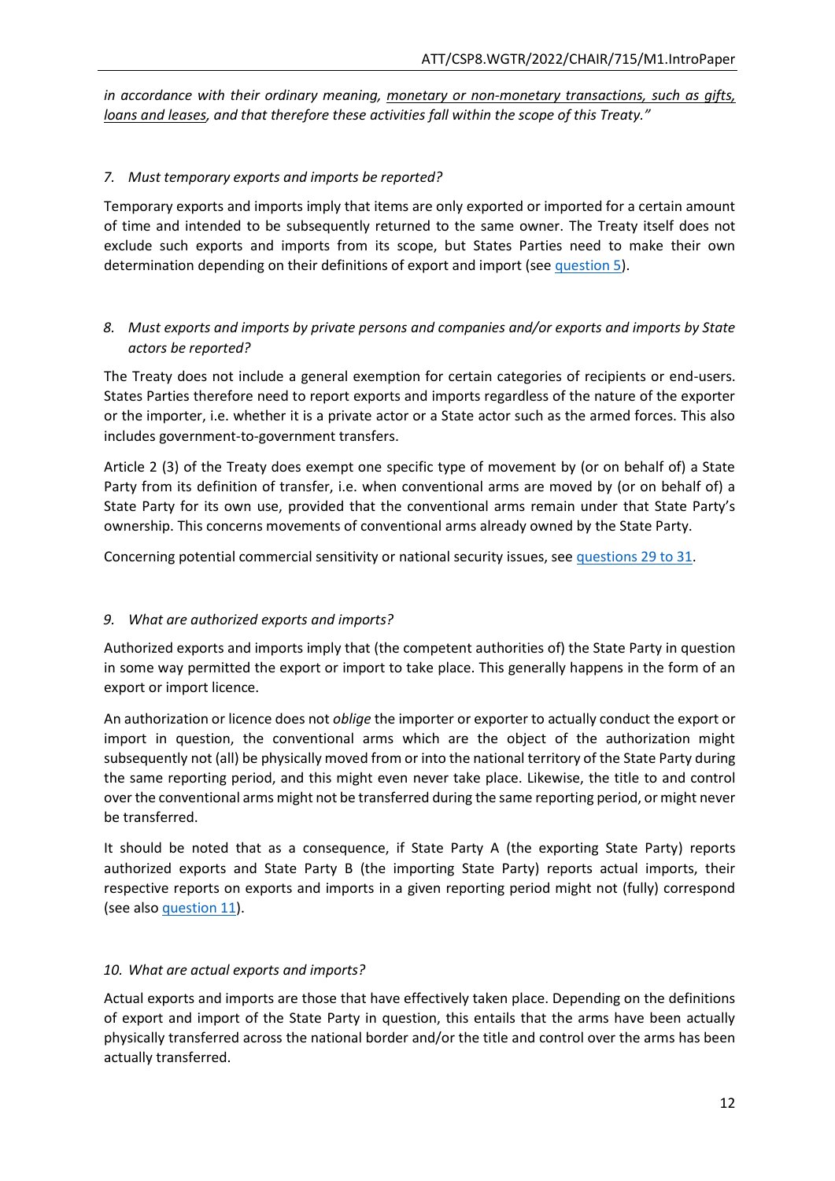*in accordance with their ordinary meaning, monetary or non-monetary transactions, such as gifts, loans and leases, and that therefore these activities fall within the scope of this Treaty."*

### *7. Must temporary exports and imports be reported?*

Temporary exports and imports imply that items are only exported or imported for a certain amount of time and intended to be subsequently returned to the same owner. The Treaty itself does not exclude such exports and imports from its scope, but States Parties need to make their own determination depending on their definitions of export and import (see question 5).

### *8. Must exports and imports by private persons and companies and/or exports and imports by State actors be reported?*

The Treaty does not include a general exemption for certain categories of recipients or end-users. States Parties therefore need to report exports and imports regardless of the nature of the exporter or the importer, i.e. whether it is a private actor or a State actor such as the armed forces. This also includes government-to-government transfers.

Article 2 (3) of the Treaty does exempt one specific type of movement by (or on behalf of) a State Party from its definition of transfer, i.e. when conventional arms are moved by (or on behalf of) a State Party for its own use, provided that the conventional arms remain under that State Party's ownership. This concerns movements of conventional arms already owned by the State Party.

Concerning potential commercial sensitivity or national security issues, see questions 29 to 31.

### *9. What are authorized exports and imports?*

Authorized exports and imports imply that (the competent authorities of) the State Party in question in some way permitted the export or import to take place. This generally happens in the form of an export or import licence.

An authorization or licence does not *oblige* the importer or exporter to actually conduct the export or import in question, the conventional arms which are the object of the authorization might subsequently not (all) be physically moved from or into the national territory of the State Party during the same reporting period, and this might even never take place. Likewise, the title to and control over the conventional arms might not be transferred during the same reporting period, or might never be transferred.

It should be noted that as a consequence, if State Party A (the exporting State Party) reports authorized exports and State Party B (the importing State Party) reports actual imports, their respective reports on exports and imports in a given reporting period might not (fully) correspond (see also question 11).

### *10. What are actual exports and imports?*

Actual exports and imports are those that have effectively taken place. Depending on the definitions of export and import of the State Party in question, this entails that the arms have been actually physically transferred across the national border and/or the title and control over the arms has been actually transferred.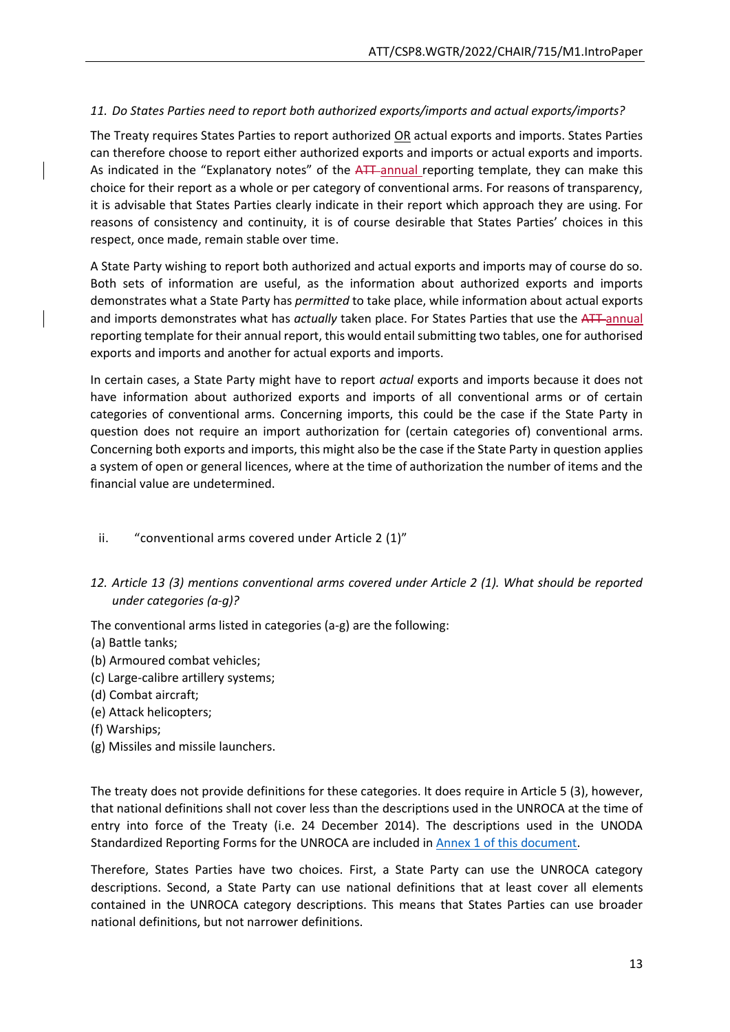*11. Do States Parties need to report both authorized exports/imports and actual exports/imports?*

The Treaty requires States Parties to report authorized OR actual exports and imports. States Parties can therefore choose to report either authorized exports and imports or actual exports and imports. As indicated in the "Explanatory notes" of the ~~ATT~~ annual reporting template, they can make this choice for their report as a whole or per category of conventional arms. For reasons of transparency, it is advisable that States Parties clearly indicate in their report which approach they are using. For reasons of consistency and continuity, it is of course desirable that States Parties' choices in this respect, once made, remain stable over time.

A State Party wishing to report both authorized and actual exports and imports may of course do so. Both sets of information are useful, as the information about authorized exports and imports demonstrates what a State Party has *permitted* to take place, while information about actual exports and imports demonstrates what has *actually* taken place. For States Parties that use the ~~ATT~~ annual reporting template for their annual report, this would entail submitting two tables, one for authorised exports and imports and another for actual exports and imports.

In certain cases, a State Party might have to report *actual* exports and imports because it does not have information about authorized exports and imports of all conventional arms or of certain categories of conventional arms. Concerning imports, this could be the case if the State Party in question does not require an import authorization for (certain categories of) conventional arms. Concerning both exports and imports, this might also be the case if the State Party in question applies a system of open or general licences, where at the time of authorization the number of items and the financial value are undetermined.

ii. "conventional arms covered under Article 2 (1)"

*12. Article 13 (3) mentions conventional arms covered under Article 2 (1). What should be reported under categories (a-g)?*

The conventional arms listed in categories (a-g) are the following:

(a) Battle tanks;
(b) Armoured combat vehicles;
(c) Large-calibre artillery systems;
(d) Combat aircraft;
(e) Attack helicopters;
(f) Warships;
(g) Missiles and missile launchers.

The treaty does not provide definitions for these categories. It does require in Article 5 (3), however, that national definitions shall not cover less than the descriptions used in the UNROCA at the time of entry into force of the Treaty (i.e. 24 December 2014). The descriptions used in the UNODA Standardized Reporting Forms for the UNROCA are included in Annex 1 of this document.

Therefore, States Parties have two choices. First, a State Party can use the UNROCA category descriptions. Second, a State Party can use national definitions that at least cover all elements contained in the UNROCA category descriptions. This means that States Parties can use broader national definitions, but not narrower definitions.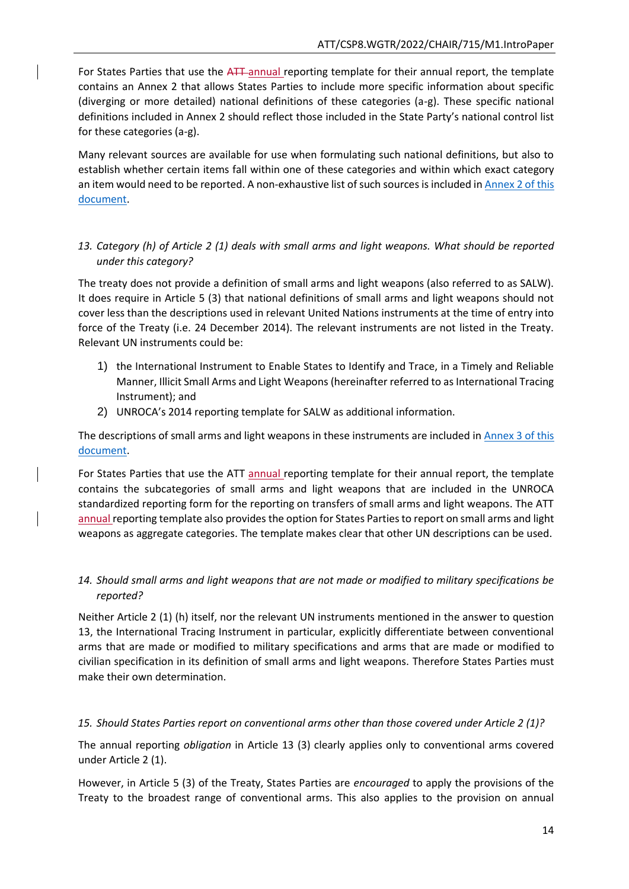For States Parties that use the ~~ATT~~ annual reporting template for their annual report, the template contains an Annex 2 that allows States Parties to include more specific information about specific (diverging or more detailed) national definitions of these categories (a-g). These specific national definitions included in Annex 2 should reflect those included in the State Party's national control list for these categories (a-g).

Many relevant sources are available for use when formulating such national definitions, but also to establish whether certain items fall within one of these categories and within which exact category an item would need to be reported. A non-exhaustive list of such sources is included in Annex 2 of this document.

*13. Category (h) of Article 2 (1) deals with small arms and light weapons. What should be reported under this category?*

The treaty does not provide a definition of small arms and light weapons (also referred to as SALW). It does require in Article 5 (3) that national definitions of small arms and light weapons should not cover less than the descriptions used in relevant United Nations instruments at the time of entry into force of the Treaty (i.e. 24 December 2014). The relevant instruments are not listed in the Treaty. Relevant UN instruments could be:

1) the International Instrument to Enable States to Identify and Trace, in a Timely and Reliable Manner, Illicit Small Arms and Light Weapons (hereinafter referred to as International Tracing Instrument); and
2) UNROCA's 2014 reporting template for SALW as additional information.

The descriptions of small arms and light weapons in these instruments are included in Annex 3 of this document.

For States Parties that use the ATT annual reporting template for their annual report, the template contains the subcategories of small arms and light weapons that are included in the UNROCA standardized reporting form for the reporting on transfers of small arms and light weapons. The ATT annual reporting template also provides the option for States Parties to report on small arms and light weapons as aggregate categories. The template makes clear that other UN descriptions can be used.

*14. Should small arms and light weapons that are not made or modified to military specifications be reported?*

Neither Article 2 (1) (h) itself, nor the relevant UN instruments mentioned in the answer to question 13, the International Tracing Instrument in particular, explicitly differentiate between conventional arms that are made or modified to military specifications and arms that are made or modified to civilian specification in its definition of small arms and light weapons. Therefore States Parties must make their own determination.

*15. Should States Parties report on conventional arms other than those covered under Article 2 (1)?*

The annual reporting *obligation* in Article 13 (3) clearly applies only to conventional arms covered under Article 2 (1).

However, in Article 5 (3) of the Treaty, States Parties are *encouraged* to apply the provisions of the Treaty to the broadest range of conventional arms. This also applies to the provision on annual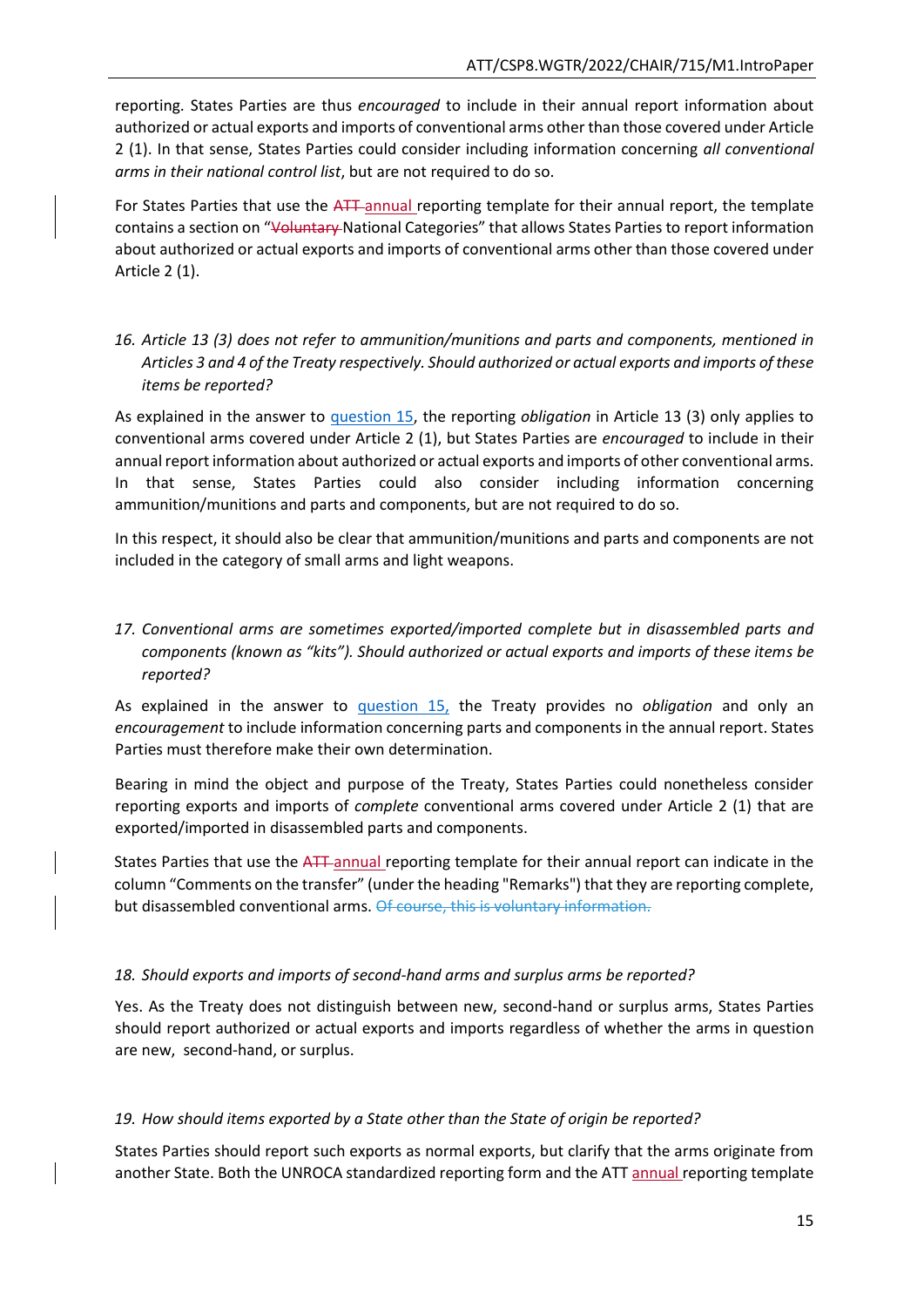reporting. States Parties are thus *encouraged* to include in their annual report information about authorized or actual exports and imports of conventional arms other than those covered under Article 2 (1). In that sense, States Parties could consider including information concerning *all conventional arms in their national control list*, but are not required to do so.

For States Parties that use the ~~ATT~~ annual reporting template for their annual report, the template contains a section on "~~Voluntary~~ National Categories" that allows States Parties to report information about authorized or actual exports and imports of conventional arms other than those covered under Article 2 (1).

*16. Article 13 (3) does not refer to ammunition/munitions and parts and components, mentioned in Articles 3 and 4 of the Treaty respectively. Should authorized or actual exports and imports of these items be reported?*

As explained in the answer to question 15, the reporting *obligation* in Article 13 (3) only applies to conventional arms covered under Article 2 (1), but States Parties are *encouraged* to include in their annual report information about authorized or actual exports and imports of other conventional arms. In that sense, States Parties could also consider including information concerning ammunition/munitions and parts and components, but are not required to do so.

In this respect, it should also be clear that ammunition/munitions and parts and components are not included in the category of small arms and light weapons.

*17. Conventional arms are sometimes exported/imported complete but in disassembled parts and components (known as "kits"). Should authorized or actual exports and imports of these items be reported?*

As explained in the answer to question 15, the Treaty provides no *obligation* and only an *encouragement* to include information concerning parts and components in the annual report. States Parties must therefore make their own determination.

Bearing in mind the object and purpose of the Treaty, States Parties could nonetheless consider reporting exports and imports of *complete* conventional arms covered under Article 2 (1) that are exported/imported in disassembled parts and components.

States Parties that use the ~~ATT~~ annual reporting template for their annual report can indicate in the column "Comments on the transfer" (under the heading "Remarks") that they are reporting complete, but disassembled conventional arms. ~~Of course, this is voluntary information.~~

*18. Should exports and imports of second-hand arms and surplus arms be reported?*

Yes. As the Treaty does not distinguish between new, second-hand or surplus arms, States Parties should report authorized or actual exports and imports regardless of whether the arms in question are new, second-hand, or surplus.

*19. How should items exported by a State other than the State of origin be reported?*

States Parties should report such exports as normal exports, but clarify that the arms originate from another State. Both the UNROCA standardized reporting form and the ATT annual reporting template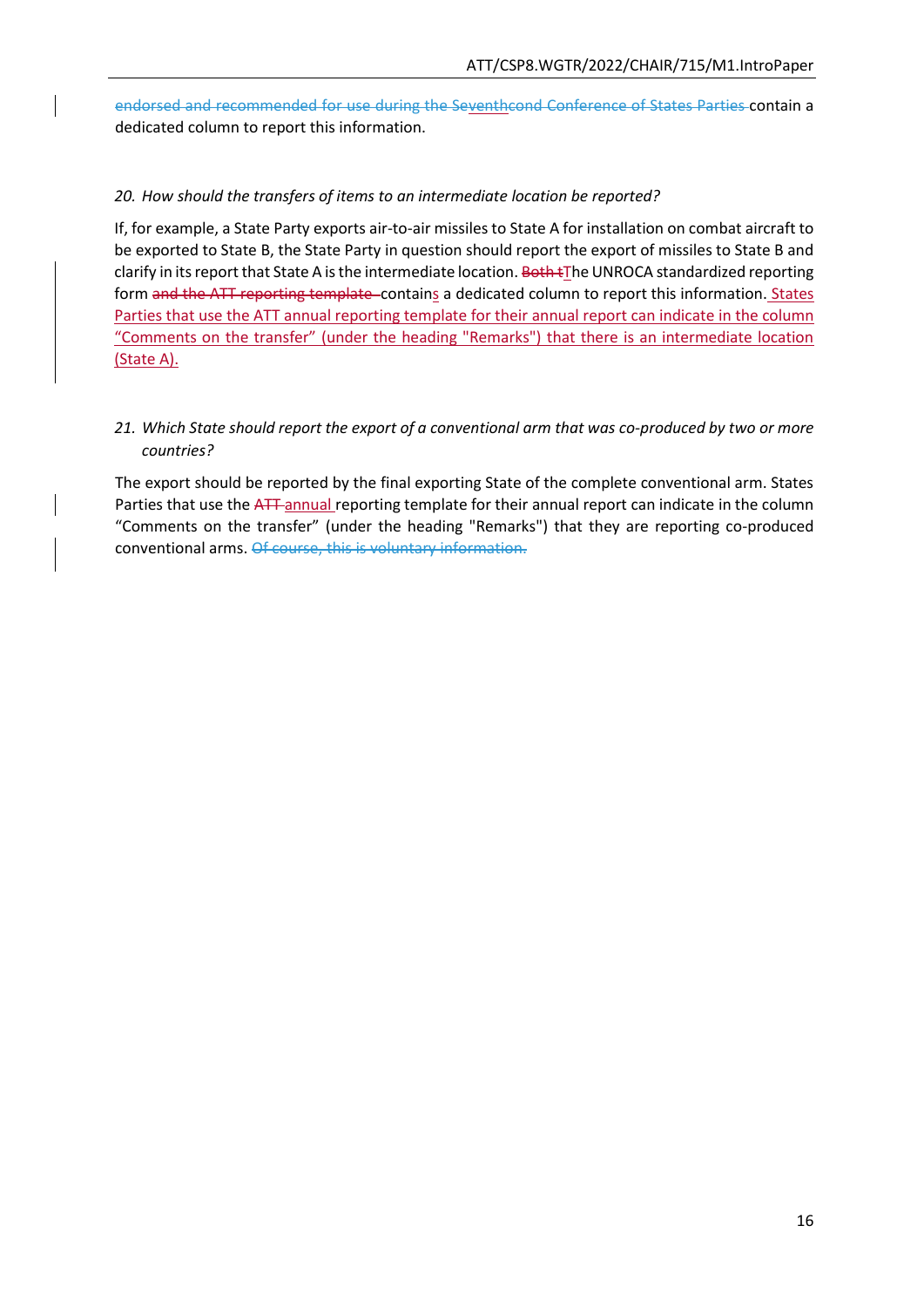~~endorsed and recommended for use during the Se~~venth~~cond Conference of States Parties~~ contain a dedicated column to report this information.

*20. How should the transfers of items to an intermediate location be reported?*

If, for example, a State Party exports air-to-air missiles to State A for installation on combat aircraft to be exported to State B, the State Party in question should report the export of missiles to State B and clarify in its report that State A is the intermediate location. ~~Both t~~The UNROCA standardized reporting form ~~and the ATT reporting template~~ contains a dedicated column to report this information. States Parties that use the ATT annual reporting template for their annual report can indicate in the column "Comments on the transfer" (under the heading "Remarks") that there is an intermediate location (State A).

*21. Which State should report the export of a conventional arm that was co-produced by two or more countries?*

The export should be reported by the final exporting State of the complete conventional arm. States Parties that use the ~~ATT~~ annual reporting template for their annual report can indicate in the column "Comments on the transfer" (under the heading "Remarks") that they are reporting co-produced conventional arms. ~~Of course, this is voluntary information.~~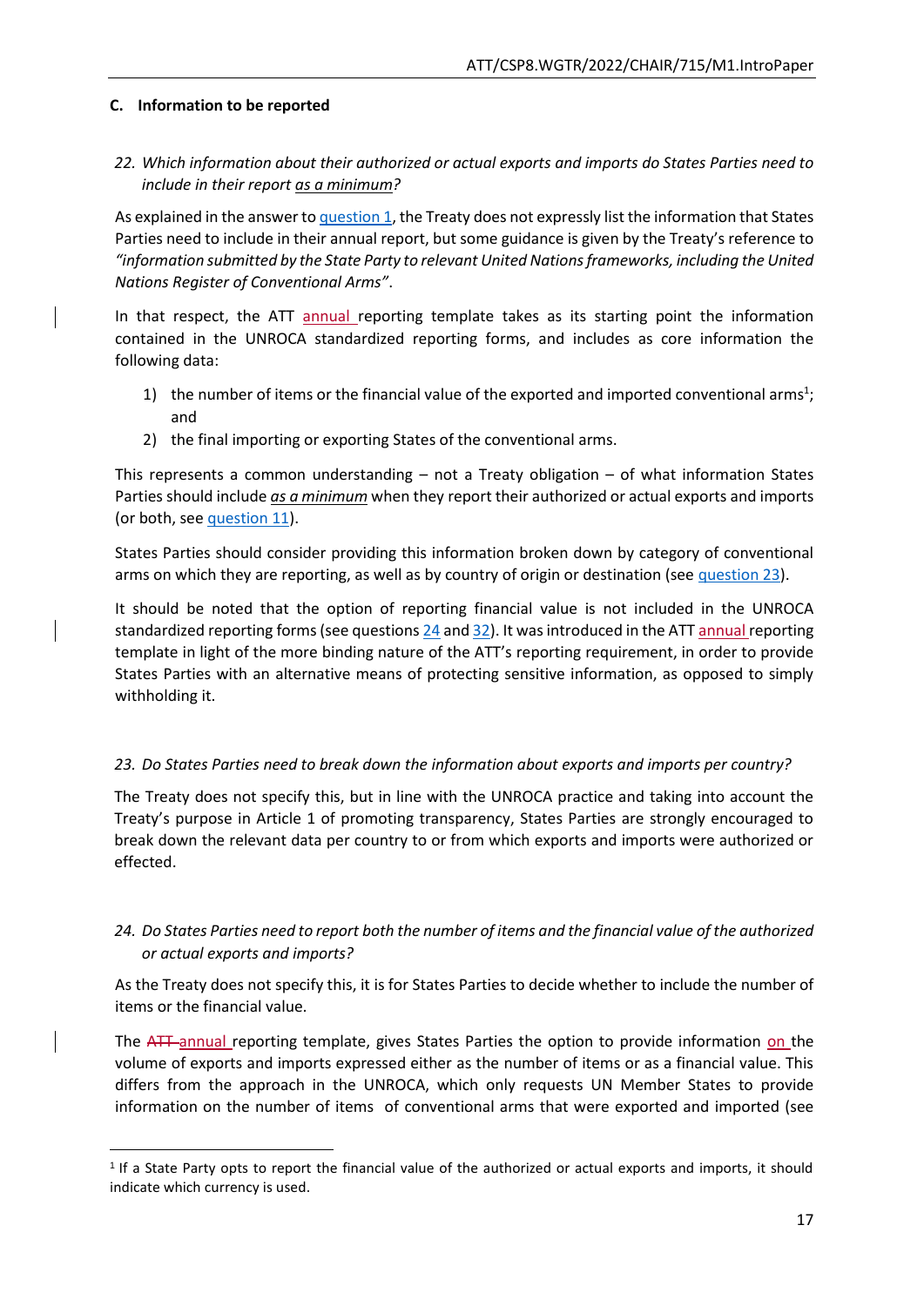## C. Information to be reported

*22. Which information about their authorized or actual exports and imports do States Parties need to include in their report as a minimum?*

As explained in the answer to question 1, the Treaty does not expressly list the information that States Parties need to include in their annual report, but some guidance is given by the Treaty's reference to *"information submitted by the State Party to relevant United Nations frameworks, including the United Nations Register of Conventional Arms"*.

In that respect, the ATT annual reporting template takes as its starting point the information contained in the UNROCA standardized reporting forms, and includes as core information the following data:

1) the number of items or the financial value of the exported and imported conventional arms[1]; and
2) the final importing or exporting States of the conventional arms.

This represents a common understanding – not a Treaty obligation – of what information States Parties should include ***as a minimum*** when they report their authorized or actual exports and imports (or both, see question 11).

States Parties should consider providing this information broken down by category of conventional arms on which they are reporting, as well as by country of origin or destination (see question 23).

It should be noted that the option of reporting financial value is not included in the UNROCA standardized reporting forms (see questions 24 and 32). It was introduced in the ATT annual reporting template in light of the more binding nature of the ATT's reporting requirement, in order to provide States Parties with an alternative means of protecting sensitive information, as opposed to simply withholding it.

*23. Do States Parties need to break down the information about exports and imports per country?*

The Treaty does not specify this, but in line with the UNROCA practice and taking into account the Treaty's purpose in Article 1 of promoting transparency, States Parties are strongly encouraged to break down the relevant data per country to or from which exports and imports were authorized or effected.

*24. Do States Parties need to report both the number of items and the financial value of the authorized or actual exports and imports?*

As the Treaty does not specify this, it is for States Parties to decide whether to include the number of items or the financial value.

The ~~ATT~~ annual reporting template, gives States Parties the option to provide information on the volume of exports and imports expressed either as the number of items or as a financial value. This differs from the approach in the UNROCA, which only requests UN Member States to provide information on the number of items of conventional arms that were exported and imported (see

[1] If a State Party opts to report the financial value of the authorized or actual exports and imports, it should indicate which currency is used.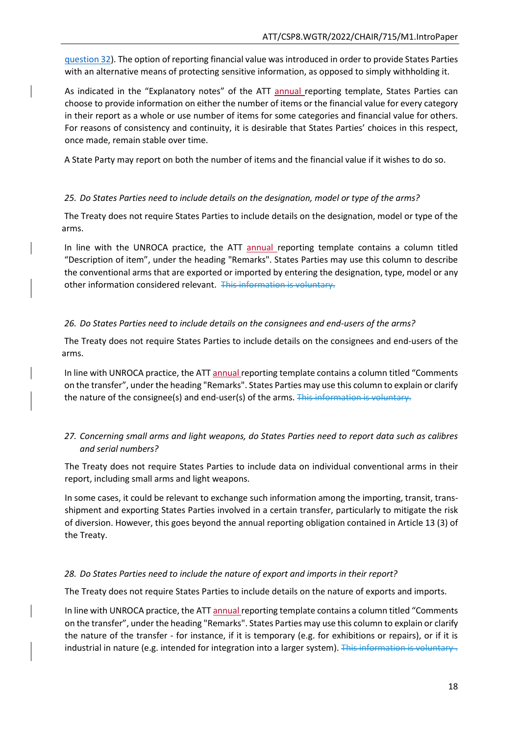question 32). The option of reporting financial value was introduced in order to provide States Parties with an alternative means of protecting sensitive information, as opposed to simply withholding it.

As indicated in the "Explanatory notes" of the ATT annual reporting template, States Parties can choose to provide information on either the number of items or the financial value for every category in their report as a whole or use number of items for some categories and financial value for others. For reasons of consistency and continuity, it is desirable that States Parties' choices in this respect, once made, remain stable over time.

A State Party may report on both the number of items and the financial value if it wishes to do so.

*25. Do States Parties need to include details on the designation, model or type of the arms?*

The Treaty does not require States Parties to include details on the designation, model or type of the arms.

In line with the UNROCA practice, the ATT annual reporting template contains a column titled "Description of item", under the heading "Remarks". States Parties may use this column to describe the conventional arms that are exported or imported by entering the designation, type, model or any other information considered relevant. ~~This information is voluntary.~~

*26. Do States Parties need to include details on the consignees and end-users of the arms?*

The Treaty does not require States Parties to include details on the consignees and end-users of the arms.

In line with UNROCA practice, the ATT annual reporting template contains a column titled "Comments on the transfer", under the heading "Remarks". States Parties may use this column to explain or clarify the nature of the consignee(s) and end-user(s) of the arms. ~~This information is voluntary.~~

*27. Concerning small arms and light weapons, do States Parties need to report data such as calibres and serial numbers?*

The Treaty does not require States Parties to include data on individual conventional arms in their report, including small arms and light weapons.

In some cases, it could be relevant to exchange such information among the importing, transit, trans-shipment and exporting States Parties involved in a certain transfer, particularly to mitigate the risk of diversion. However, this goes beyond the annual reporting obligation contained in Article 13 (3) of the Treaty.

*28. Do States Parties need to include the nature of export and imports in their report?*

The Treaty does not require States Parties to include details on the nature of exports and imports.

In line with UNROCA practice, the ATT annual reporting template contains a column titled "Comments on the transfer", under the heading "Remarks". States Parties may use this column to explain or clarify the nature of the transfer - for instance, if it is temporary (e.g. for exhibitions or repairs), or if it is industrial in nature (e.g. intended for integration into a larger system). ~~This information is voluntary.~~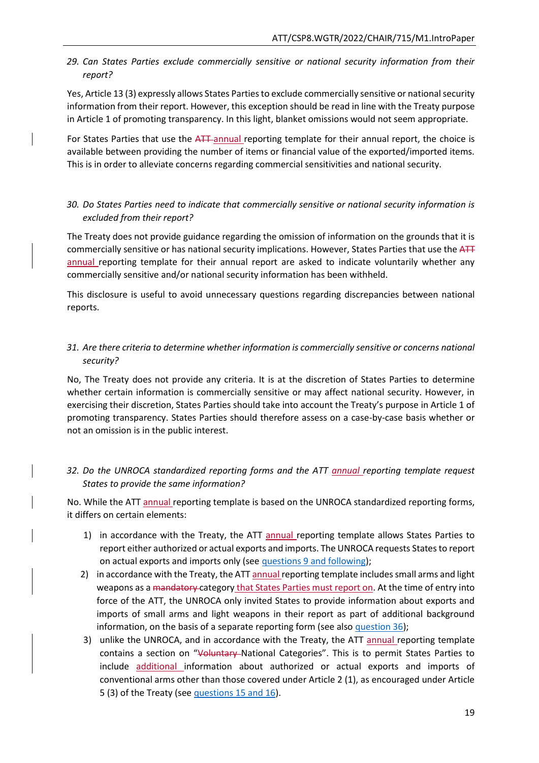*29. Can States Parties exclude commercially sensitive or national security information from their report?*

Yes, Article 13 (3) expressly allows States Parties to exclude commercially sensitive or national security information from their report. However, this exception should be read in line with the Treaty purpose in Article 1 of promoting transparency. In this light, blanket omissions would not seem appropriate.

For States Parties that use the ~~ATT~~ annual reporting template for their annual report, the choice is available between providing the number of items or financial value of the exported/imported items. This is in order to alleviate concerns regarding commercial sensitivities and national security.

*30. Do States Parties need to indicate that commercially sensitive or national security information is excluded from their report?*

The Treaty does not provide guidance regarding the omission of information on the grounds that it is commercially sensitive or has national security implications. However, States Parties that use the ~~ATT~~ annual reporting template for their annual report are asked to indicate voluntarily whether any commercially sensitive and/or national security information has been withheld.

This disclosure is useful to avoid unnecessary questions regarding discrepancies between national reports.

*31. Are there criteria to determine whether information is commercially sensitive or concerns national security?*

No, The Treaty does not provide any criteria. It is at the discretion of States Parties to determine whether certain information is commercially sensitive or may affect national security. However, in exercising their discretion, States Parties should take into account the Treaty's purpose in Article 1 of promoting transparency. States Parties should therefore assess on a case-by-case basis whether or not an omission is in the public interest.

*32. Do the UNROCA standardized reporting forms and the ATT annual reporting template request States to provide the same information?*

No. While the ATT annual reporting template is based on the UNROCA standardized reporting forms, it differs on certain elements:

1) in accordance with the Treaty, the ATT annual reporting template allows States Parties to report either authorized or actual exports and imports. The UNROCA requests States to report on actual exports and imports only (see questions 9 and following);
2) in accordance with the Treaty, the ATT annual reporting template includes small arms and light weapons as a ~~mandatory~~ category that States Parties must report on. At the time of entry into force of the ATT, the UNROCA only invited States to provide information about exports and imports of small arms and light weapons in their report as part of additional background information, on the basis of a separate reporting form (see also question 36);
3) unlike the UNROCA, and in accordance with the Treaty, the ATT annual reporting template contains a section on "~~Voluntary~~ National Categories". This is to permit States Parties to include additional information about authorized or actual exports and imports of conventional arms other than those covered under Article 2 (1), as encouraged under Article 5 (3) of the Treaty (see questions 15 and 16).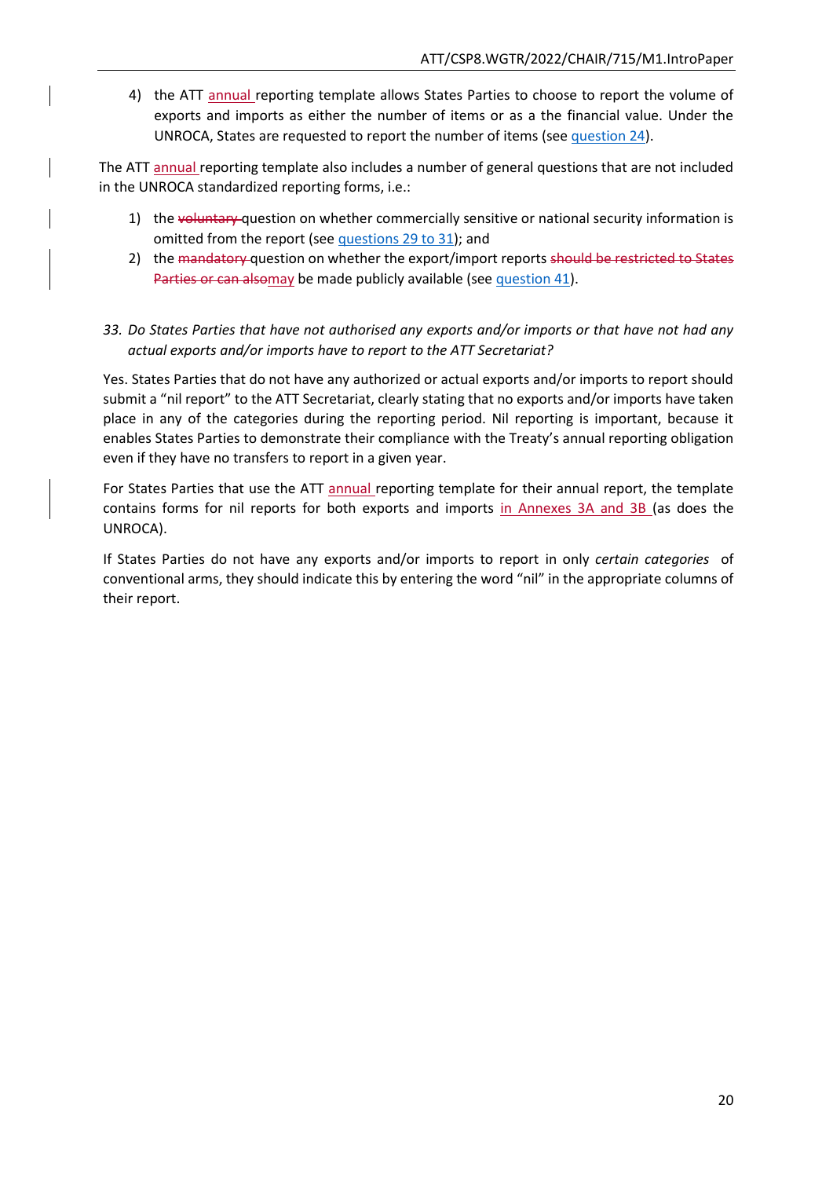4) the ATT annual reporting template allows States Parties to choose to report the volume of exports and imports as either the number of items or as a the financial value. Under the UNROCA, States are requested to report the number of items (see question 24).

The ATT annual reporting template also includes a number of general questions that are not included in the UNROCA standardized reporting forms, i.e.:

1) the ~~voluntary~~ question on whether commercially sensitive or national security information is omitted from the report (see questions 29 to 31); and
2) the ~~mandatory~~ question on whether the export/import reports ~~should be restricted to States Parties or can also~~may be made publicly available (see question 41).

*33. Do States Parties that have not authorised any exports and/or imports or that have not had any actual exports and/or imports have to report to the ATT Secretariat?*

Yes. States Parties that do not have any authorized or actual exports and/or imports to report should submit a "nil report" to the ATT Secretariat, clearly stating that no exports and/or imports have taken place in any of the categories during the reporting period. Nil reporting is important, because it enables States Parties to demonstrate their compliance with the Treaty's annual reporting obligation even if they have no transfers to report in a given year.

For States Parties that use the ATT annual reporting template for their annual report, the template contains forms for nil reports for both exports and imports in Annexes 3A and 3B (as does the UNROCA).

If States Parties do not have any exports and/or imports to report in only *certain categories* of conventional arms, they should indicate this by entering the word "nil" in the appropriate columns of their report.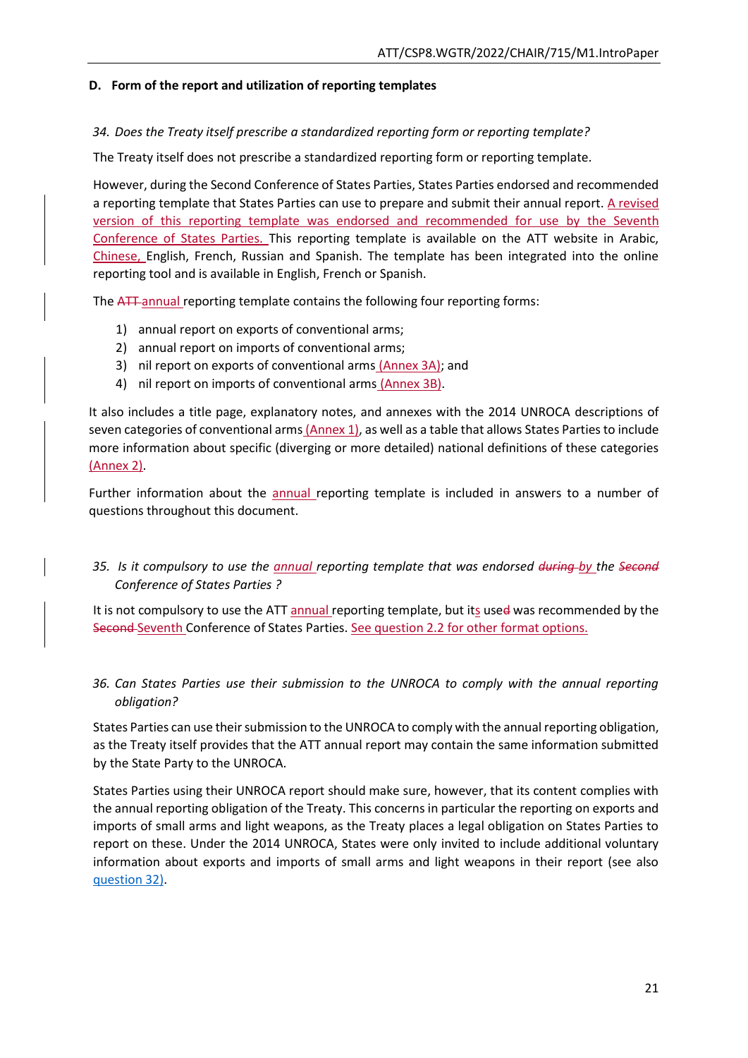### D. Form of the report and utilization of reporting templates

*34. Does the Treaty itself prescribe a standardized reporting form or reporting template?*

The Treaty itself does not prescribe a standardized reporting form or reporting template.

However, during the Second Conference of States Parties, States Parties endorsed and recommended a reporting template that States Parties can use to prepare and submit their annual report. A revised version of this reporting template was endorsed and recommended for use by the Seventh Conference of States Parties. This reporting template is available on the ATT website in Arabic, Chinese, English, French, Russian and Spanish. The template has been integrated into the online reporting tool and is available in English, French or Spanish.

The ~~ATT~~ annual reporting template contains the following four reporting forms:

1) annual report on exports of conventional arms;
2) annual report on imports of conventional arms;
3) nil report on exports of conventional arms (Annex 3A); and
4) nil report on imports of conventional arms (Annex 3B).

It also includes a title page, explanatory notes, and annexes with the 2014 UNROCA descriptions of seven categories of conventional arms (Annex 1), as well as a table that allows States Parties to include more information about specific (diverging or more detailed) national definitions of these categories (Annex 2).

Further information about the annual reporting template is included in answers to a number of questions throughout this document.

*35. Is it compulsory to use the annual reporting template that was endorsed ~~during~~ by the ~~Second~~ Conference of States Parties ?*

It is not compulsory to use the ATT annual reporting template, but its use~~d~~ was recommended by the ~~Second~~ Seventh Conference of States Parties. See question 2.2 for other format options.

*36. Can States Parties use their submission to the UNROCA to comply with the annual reporting obligation?*

States Parties can use their submission to the UNROCA to comply with the annual reporting obligation, as the Treaty itself provides that the ATT annual report may contain the same information submitted by the State Party to the UNROCA.

States Parties using their UNROCA report should make sure, however, that its content complies with the annual reporting obligation of the Treaty. This concerns in particular the reporting on exports and imports of small arms and light weapons, as the Treaty places a legal obligation on States Parties to report on these. Under the 2014 UNROCA, States were only invited to include additional voluntary information about exports and imports of small arms and light weapons in their report (see also question 32).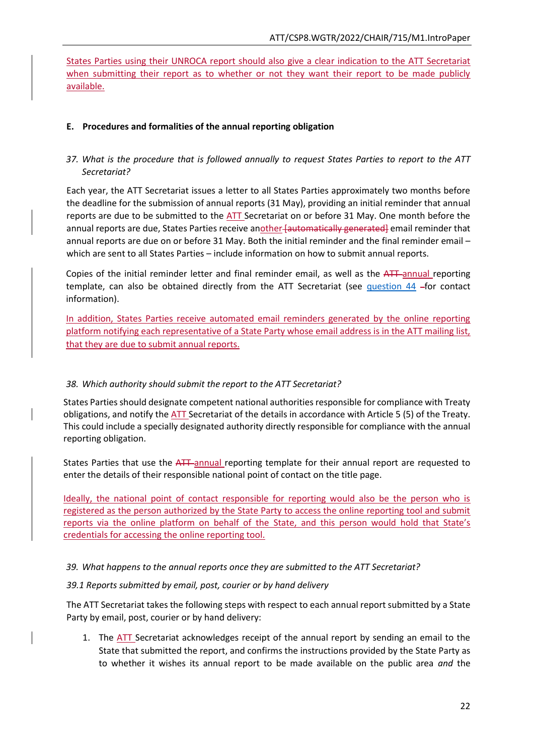States Parties using their UNROCA report should also give a clear indication to the ATT Secretariat when submitting their report as to whether or not they want their report to be made publicly available.

## E. Procedures and formalities of the annual reporting obligation

*37. What is the procedure that is followed annually to request States Parties to report to the ATT Secretariat?*

Each year, the ATT Secretariat issues a letter to all States Parties approximately two months before the deadline for the submission of annual reports (31 May), providing an initial reminder that annual reports are due to be submitted to the ATT Secretariat on or before 31 May. One month before the annual reports are due, States Parties receive another ~~[automatically generated]~~ email reminder that annual reports are due on or before 31 May. Both the initial reminder and the final reminder email – which are sent to all States Parties – include information on how to submit annual reports.

Copies of the initial reminder letter and final reminder email, as well as the ~~ATT~~ annual reporting template, can also be obtained directly from the ATT Secretariat (see question 44 for contact information).

In addition, States Parties receive automated email reminders generated by the online reporting platform notifying each representative of a State Party whose email address is in the ATT mailing list, that they are due to submit annual reports.

*38. Which authority should submit the report to the ATT Secretariat?*

States Parties should designate competent national authorities responsible for compliance with Treaty obligations, and notify the ATT Secretariat of the details in accordance with Article 5 (5) of the Treaty. This could include a specially designated authority directly responsible for compliance with the annual reporting obligation.

States Parties that use the ~~ATT~~ annual reporting template for their annual report are requested to enter the details of their responsible national point of contact on the title page.

Ideally, the national point of contact responsible for reporting would also be the person who is registered as the person authorized by the State Party to access the online reporting tool and submit reports via the online platform on behalf of the State, and this person would hold that State's credentials for accessing the online reporting tool.

*39. What happens to the annual reports once they are submitted to the ATT Secretariat?*

*39.1 Reports submitted by email, post, courier or by hand delivery*

The ATT Secretariat takes the following steps with respect to each annual report submitted by a State Party by email, post, courier or by hand delivery:

1. The ATT Secretariat acknowledges receipt of the annual report by sending an email to the State that submitted the report, and confirms the instructions provided by the State Party as to whether it wishes its annual report to be made available on the public area *and* the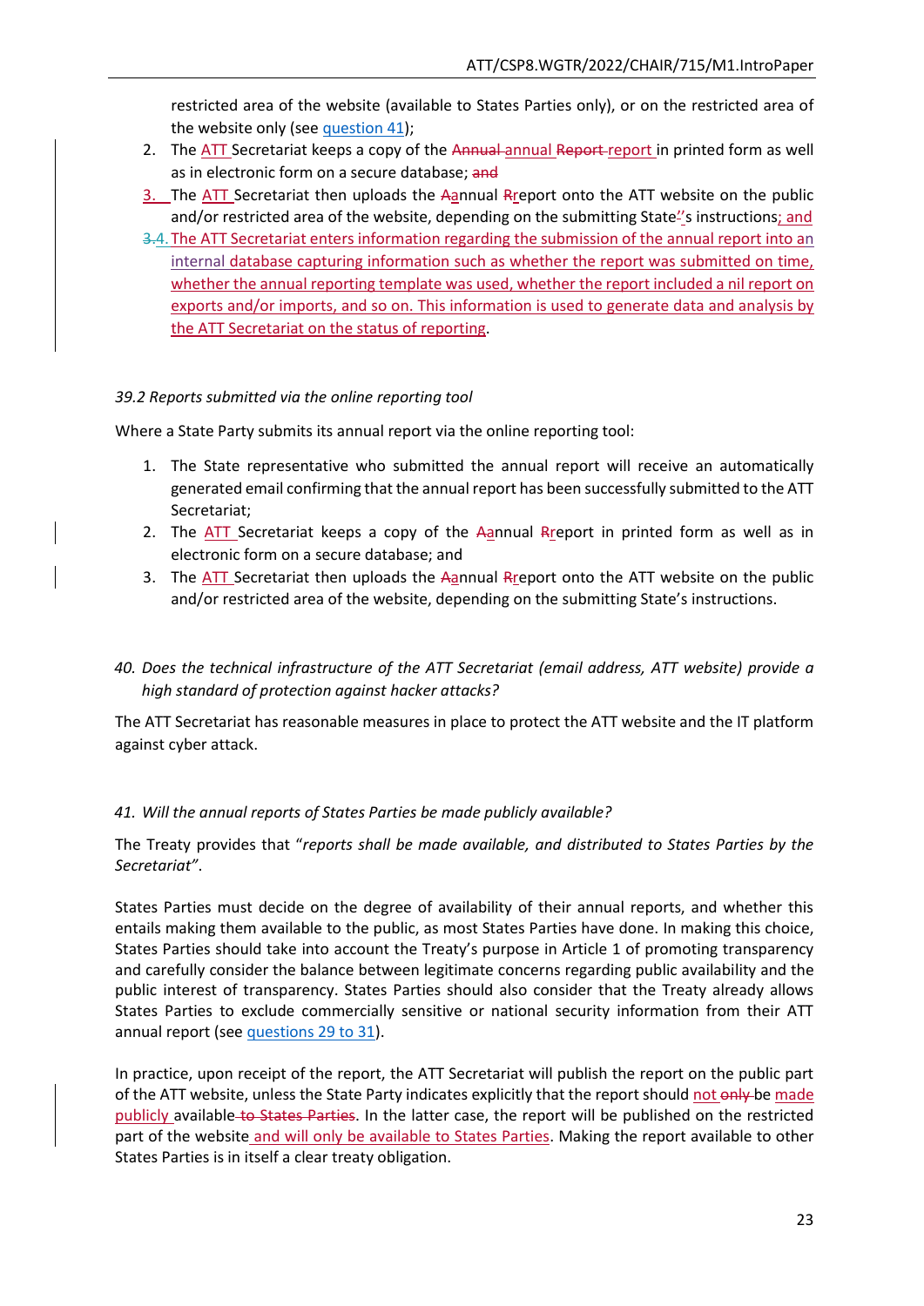restricted area of the website (available to States Parties only), or on the restricted area of the website only (see question 41);

2. The ATT Secretariat keeps a copy of the annual report in printed form as well as in electronic form on a secure database;
3. The ATT Secretariat then uploads the annual report onto the ATT website on the public and/or restricted area of the website, depending on the submitting State's instructions; and
4. The ATT Secretariat enters information regarding the submission of the annual report into an internal database capturing information such as whether the report was submitted on time, whether the annual reporting template was used, whether the report included a nil report on exports and/or imports, and so on. This information is used to generate data and analysis by the ATT Secretariat on the status of reporting.

*39.2 Reports submitted via the online reporting tool*

Where a State Party submits its annual report via the online reporting tool:

1. The State representative who submitted the annual report will receive an automatically generated email confirming that the annual report has been successfully submitted to the ATT Secretariat;
2. The ATT Secretariat keeps a copy of the annual report in printed form as well as in electronic form on a secure database; and
3. The ATT Secretariat then uploads the annual report onto the ATT website on the public and/or restricted area of the website, depending on the submitting State's instructions.

*40. Does the technical infrastructure of the ATT Secretariat (email address, ATT website) provide a high standard of protection against hacker attacks?*

The ATT Secretariat has reasonable measures in place to protect the ATT website and the IT platform against cyber attack.

*41. Will the annual reports of States Parties be made publicly available?*

The Treaty provides that "*reports shall be made available, and distributed to States Parties by the Secretariat*".

States Parties must decide on the degree of availability of their annual reports, and whether this entails making them available to the public, as most States Parties have done. In making this choice, States Parties should take into account the Treaty's purpose in Article 1 of promoting transparency and carefully consider the balance between legitimate concerns regarding public availability and the public interest of transparency. States Parties should also consider that the Treaty already allows States Parties to exclude commercially sensitive or national security information from their ATT annual report (see questions 29 to 31).

In practice, upon receipt of the report, the ATT Secretariat will publish the report on the public part of the ATT website, unless the State Party indicates explicitly that the report should not be made publicly available. In the latter case, the report will be published on the restricted part of the website and will only be available to States Parties. Making the report available to other States Parties is in itself a clear treaty obligation.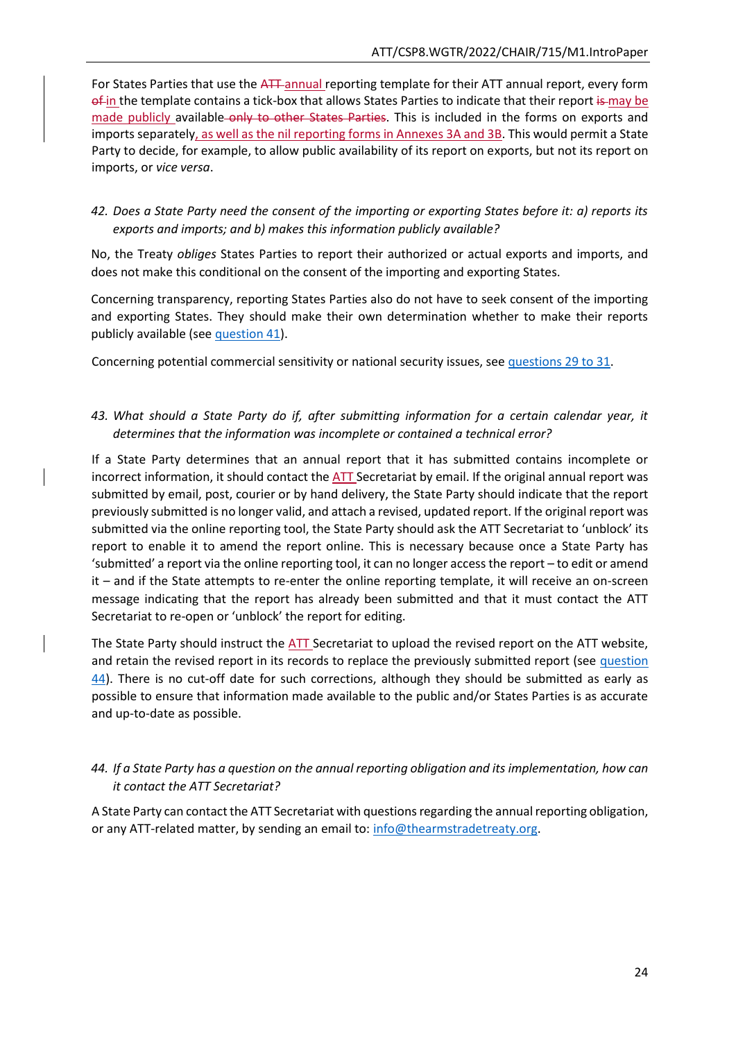For States Parties that use the ~~ATT~~ annual reporting template for their ATT annual report, every form ~~of~~ in the template contains a tick-box that allows States Parties to indicate that their report ~~is~~ may be made publicly available ~~only to other States Parties~~. This is included in the forms on exports and imports separately, as well as the nil reporting forms in Annexes 3A and 3B. This would permit a State Party to decide, for example, to allow public availability of its report on exports, but not its report on imports, or *vice versa*.

*42. Does a State Party need the consent of the importing or exporting States before it: a) reports its exports and imports; and b) makes this information publicly available?*

No, the Treaty *obliges* States Parties to report their authorized or actual exports and imports, and does not make this conditional on the consent of the importing and exporting States.

Concerning transparency, reporting States Parties also do not have to seek consent of the importing and exporting States. They should make their own determination whether to make their reports publicly available (see question 41).

Concerning potential commercial sensitivity or national security issues, see questions 29 to 31.

*43. What should a State Party do if, after submitting information for a certain calendar year, it determines that the information was incomplete or contained a technical error?*

If a State Party determines that an annual report that it has submitted contains incomplete or incorrect information, it should contact the ATT Secretariat by email. If the original annual report was submitted by email, post, courier or by hand delivery, the State Party should indicate that the report previously submitted is no longer valid, and attach a revised, updated report. If the original report was submitted via the online reporting tool, the State Party should ask the ATT Secretariat to 'unblock' its report to enable it to amend the report online. This is necessary because once a State Party has 'submitted' a report via the online reporting tool, it can no longer access the report – to edit or amend it – and if the State attempts to re-enter the online reporting template, it will receive an on-screen message indicating that the report has already been submitted and that it must contact the ATT Secretariat to re-open or 'unblock' the report for editing.

The State Party should instruct the ATT Secretariat to upload the revised report on the ATT website, and retain the revised report in its records to replace the previously submitted report (see question 44). There is no cut-off date for such corrections, although they should be submitted as early as possible to ensure that information made available to the public and/or States Parties is as accurate and up-to-date as possible.

*44. If a State Party has a question on the annual reporting obligation and its implementation, how can it contact the ATT Secretariat?*

A State Party can contact the ATT Secretariat with questions regarding the annual reporting obligation, or any ATT-related matter, by sending an email to: info@thearmstradetreaty.org.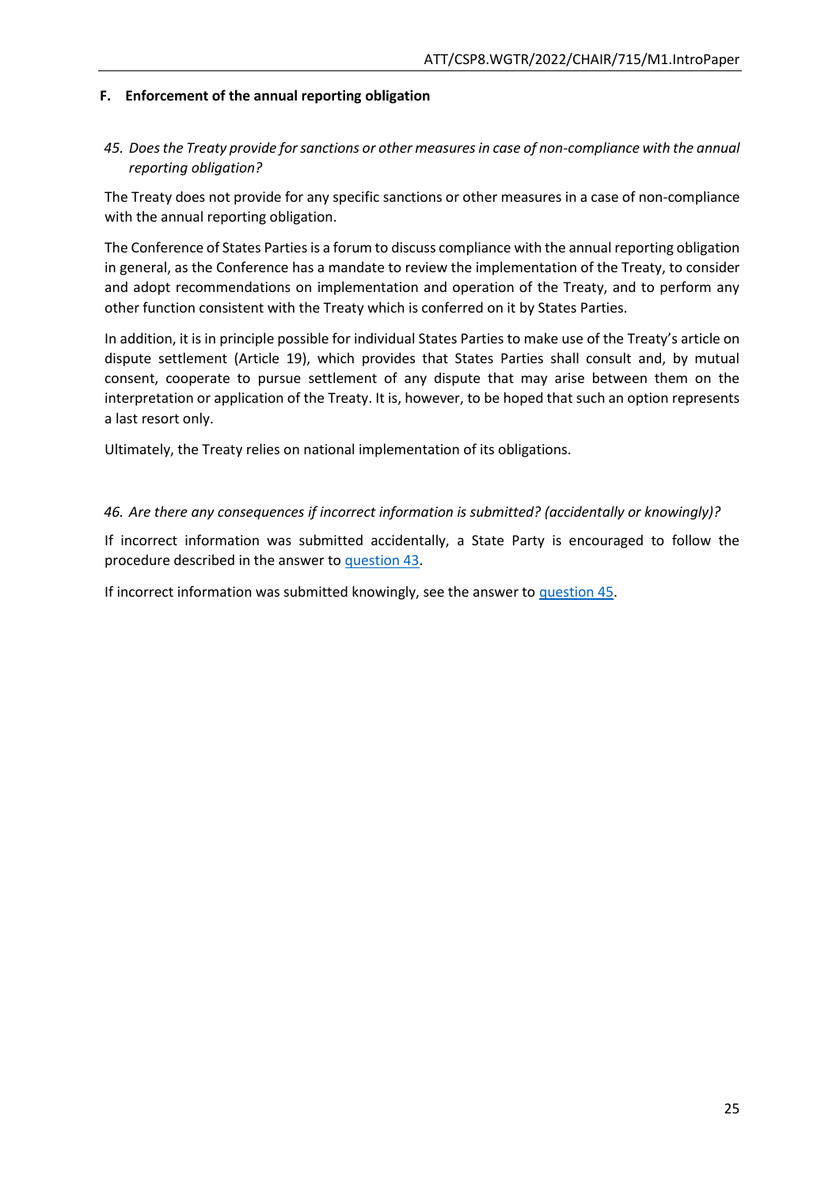### F. Enforcement of the annual reporting obligation

*45. Does the Treaty provide for sanctions or other measures in case of non-compliance with the annual reporting obligation?*

The Treaty does not provide for any specific sanctions or other measures in a case of non-compliance with the annual reporting obligation.

The Conference of States Parties is a forum to discuss compliance with the annual reporting obligation in general, as the Conference has a mandate to review the implementation of the Treaty, to consider and adopt recommendations on implementation and operation of the Treaty, and to perform any other function consistent with the Treaty which is conferred on it by States Parties.

In addition, it is in principle possible for individual States Parties to make use of the Treaty's article on dispute settlement (Article 19), which provides that States Parties shall consult and, by mutual consent, cooperate to pursue settlement of any dispute that may arise between them on the interpretation or application of the Treaty. It is, however, to be hoped that such an option represents a last resort only.

Ultimately, the Treaty relies on national implementation of its obligations.

*46. Are there any consequences if incorrect information is submitted? (accidentally or knowingly)?*

If incorrect information was submitted accidentally, a State Party is encouraged to follow the procedure described in the answer to question 43.

If incorrect information was submitted knowingly, see the answer to question 45.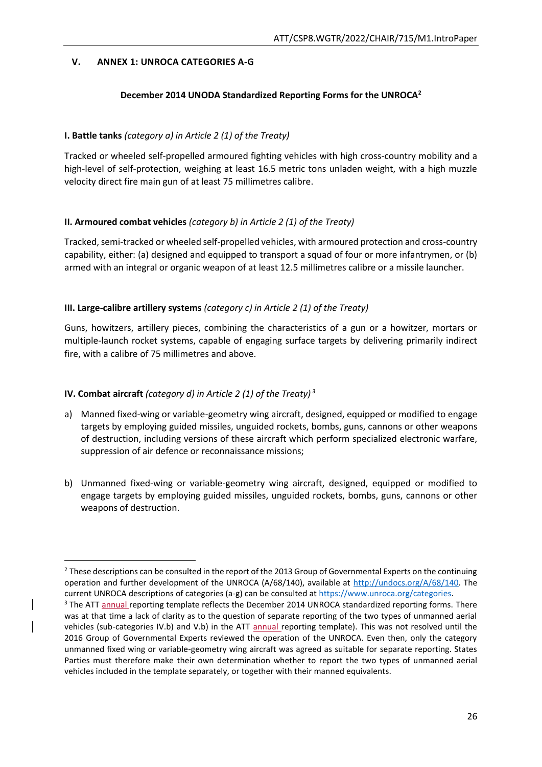## V. ANNEX 1: UNROCA CATEGORIES A-G

### December 2014 UNODA Standardized Reporting Forms for the UNROCA[2]

**I. Battle tanks** *(category a) in Article 2 (1) of the Treaty)*

Tracked or wheeled self-propelled armoured fighting vehicles with high cross-country mobility and a high-level of self-protection, weighing at least 16.5 metric tons unladen weight, with a high muzzle velocity direct fire main gun of at least 75 millimetres calibre.

**II. Armoured combat vehicles** *(category b) in Article 2 (1) of the Treaty)*

Tracked, semi-tracked or wheeled self-propelled vehicles, with armoured protection and cross-country capability, either: (a) designed and equipped to transport a squad of four or more infantrymen, or (b) armed with an integral or organic weapon of at least 12.5 millimetres calibre or a missile launcher.

**III. Large-calibre artillery systems** *(category c) in Article 2 (1) of the Treaty)*

Guns, howitzers, artillery pieces, combining the characteristics of a gun or a howitzer, mortars or multiple-launch rocket systems, capable of engaging surface targets by delivering primarily indirect fire, with a calibre of 75 millimetres and above.

**IV. Combat aircraft** *(category d) in Article 2 (1) of the Treaty)*[3]

a) Manned fixed-wing or variable-geometry wing aircraft, designed, equipped or modified to engage targets by employing guided missiles, unguided rockets, bombs, guns, cannons or other weapons of destruction, including versions of these aircraft which perform specialized electronic warfare, suppression of air defence or reconnaissance missions;

b) Unmanned fixed-wing or variable-geometry wing aircraft, designed, equipped or modified to engage targets by employing guided missiles, unguided rockets, bombs, guns, cannons or other weapons of destruction.

---

[2] These descriptions can be consulted in the report of the 2013 Group of Governmental Experts on the continuing operation and further development of the UNROCA (A/68/140), available at http://undocs.org/A/68/140. The current UNROCA descriptions of categories (a-g) can be consulted at https://www.unroca.org/categories.

[3] The ATT annual reporting template reflects the December 2014 UNROCA standardized reporting forms. There was at that time a lack of clarity as to the question of separate reporting of the two types of unmanned aerial vehicles (sub-categories IV.b) and V.b) in the ATT annual reporting template). This was not resolved until the 2016 Group of Governmental Experts reviewed the operation of the UNROCA. Even then, only the category unmanned fixed wing or variable-geometry wing aircraft was agreed as suitable for separate reporting. States Parties must therefore make their own determination whether to report the two types of unmanned aerial vehicles included in the template separately, or together with their manned equivalents.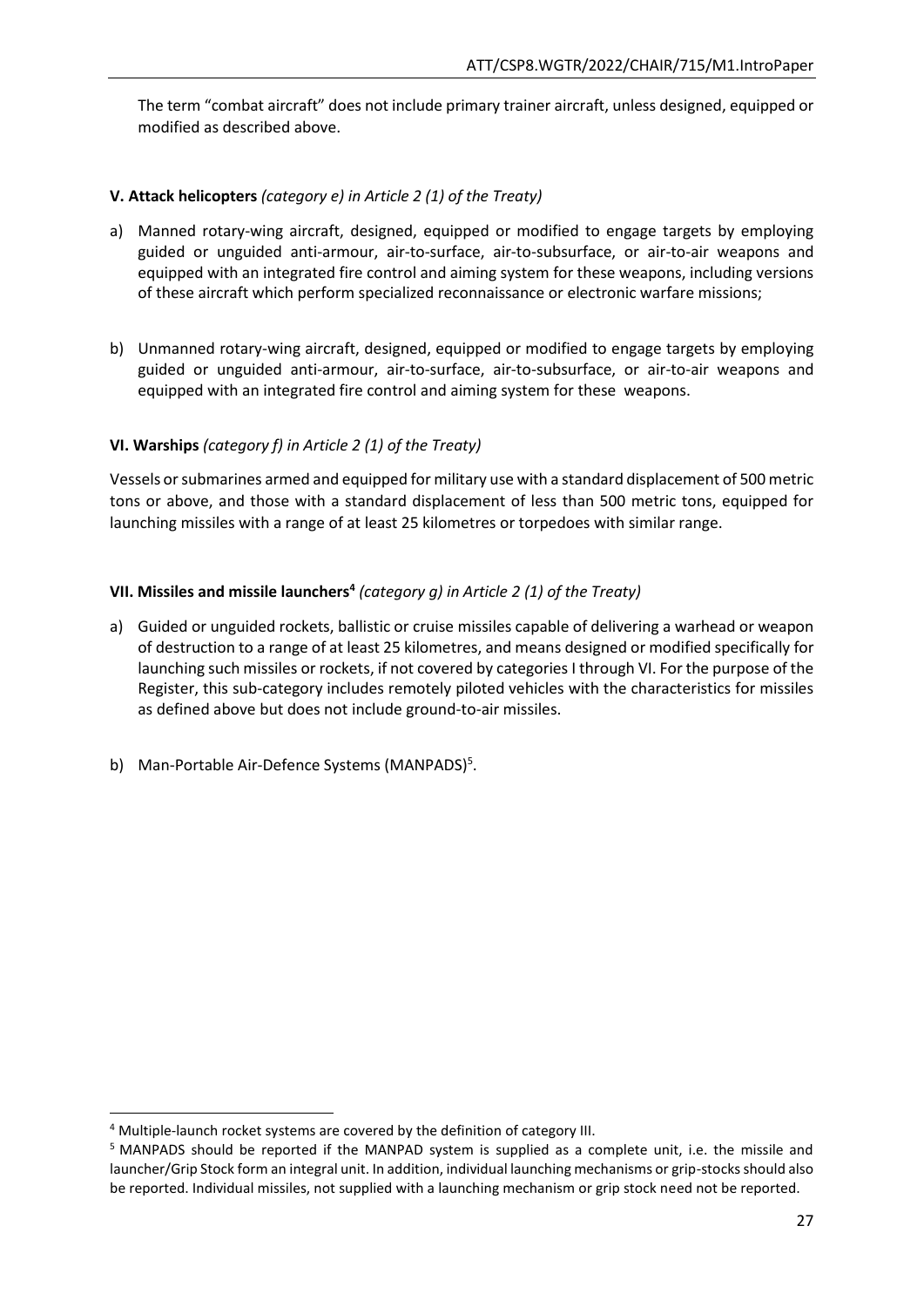The term "combat aircraft" does not include primary trainer aircraft, unless designed, equipped or modified as described above.

**V. Attack helicopters** *(category e) in Article 2 (1) of the Treaty)*

a) Manned rotary-wing aircraft, designed, equipped or modified to engage targets by employing guided or unguided anti-armour, air-to-surface, air-to-subsurface, or air-to-air weapons and equipped with an integrated fire control and aiming system for these weapons, including versions of these aircraft which perform specialized reconnaissance or electronic warfare missions;

b) Unmanned rotary-wing aircraft, designed, equipped or modified to engage targets by employing guided or unguided anti-armour, air-to-surface, air-to-subsurface, or air-to-air weapons and equipped with an integrated fire control and aiming system for these weapons.

**VI. Warships** *(category f) in Article 2 (1) of the Treaty)*

Vessels or submarines armed and equipped for military use with a standard displacement of 500 metric tons or above, and those with a standard displacement of less than 500 metric tons, equipped for launching missiles with a range of at least 25 kilometres or torpedoes with similar range.

**VII. Missiles and missile launchers[4]** *(category g) in Article 2 (1) of the Treaty)*

a) Guided or unguided rockets, ballistic or cruise missiles capable of delivering a warhead or weapon of destruction to a range of at least 25 kilometres, and means designed or modified specifically for launching such missiles or rockets, if not covered by categories I through VI. For the purpose of the Register, this sub-category includes remotely piloted vehicles with the characteristics for missiles as defined above but does not include ground-to-air missiles.

b) Man-Portable Air-Defence Systems (MANPADS)[5].

---

[4] Multiple-launch rocket systems are covered by the definition of category III.

[5] MANPADS should be reported if the MANPAD system is supplied as a complete unit, i.e. the missile and launcher/Grip Stock form an integral unit. In addition, individual launching mechanisms or grip-stocks should also be reported. Individual missiles, not supplied with a launching mechanism or grip stock need not be reported.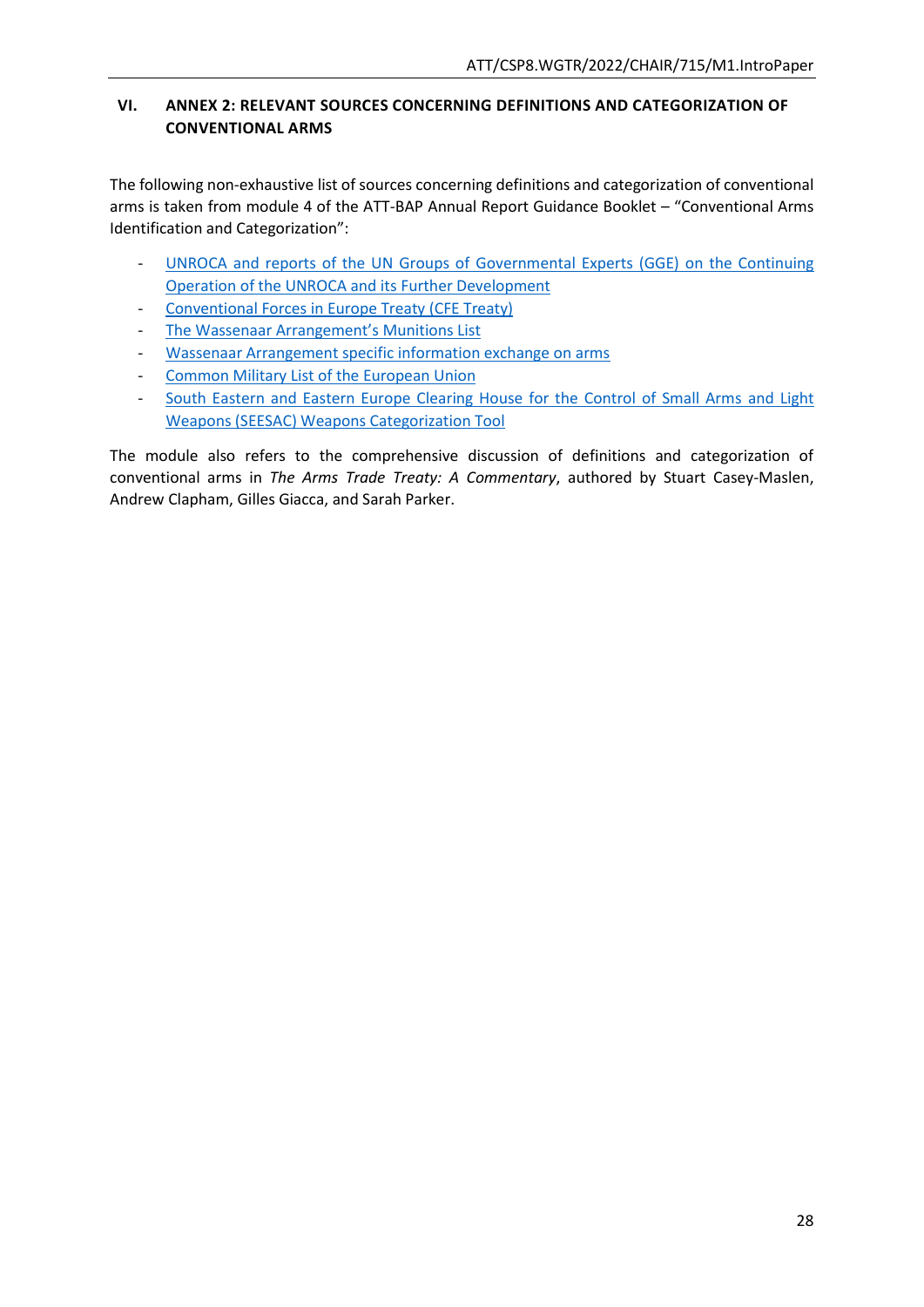## VI. ANNEX 2: RELEVANT SOURCES CONCERNING DEFINITIONS AND CATEGORIZATION OF CONVENTIONAL ARMS

The following non-exhaustive list of sources concerning definitions and categorization of conventional arms is taken from module 4 of the ATT-BAP Annual Report Guidance Booklet – "Conventional Arms Identification and Categorization":

- UNROCA and reports of the UN Groups of Governmental Experts (GGE) on the Continuing Operation of the UNROCA and its Further Development
- Conventional Forces in Europe Treaty (CFE Treaty)
- The Wassenaar Arrangement's Munitions List
- Wassenaar Arrangement specific information exchange on arms
- Common Military List of the European Union
- South Eastern and Eastern Europe Clearing House for the Control of Small Arms and Light Weapons (SEESAC) Weapons Categorization Tool

The module also refers to the comprehensive discussion of definitions and categorization of conventional arms in *The Arms Trade Treaty: A Commentary*, authored by Stuart Casey-Maslen, Andrew Clapham, Gilles Giacca, and Sarah Parker.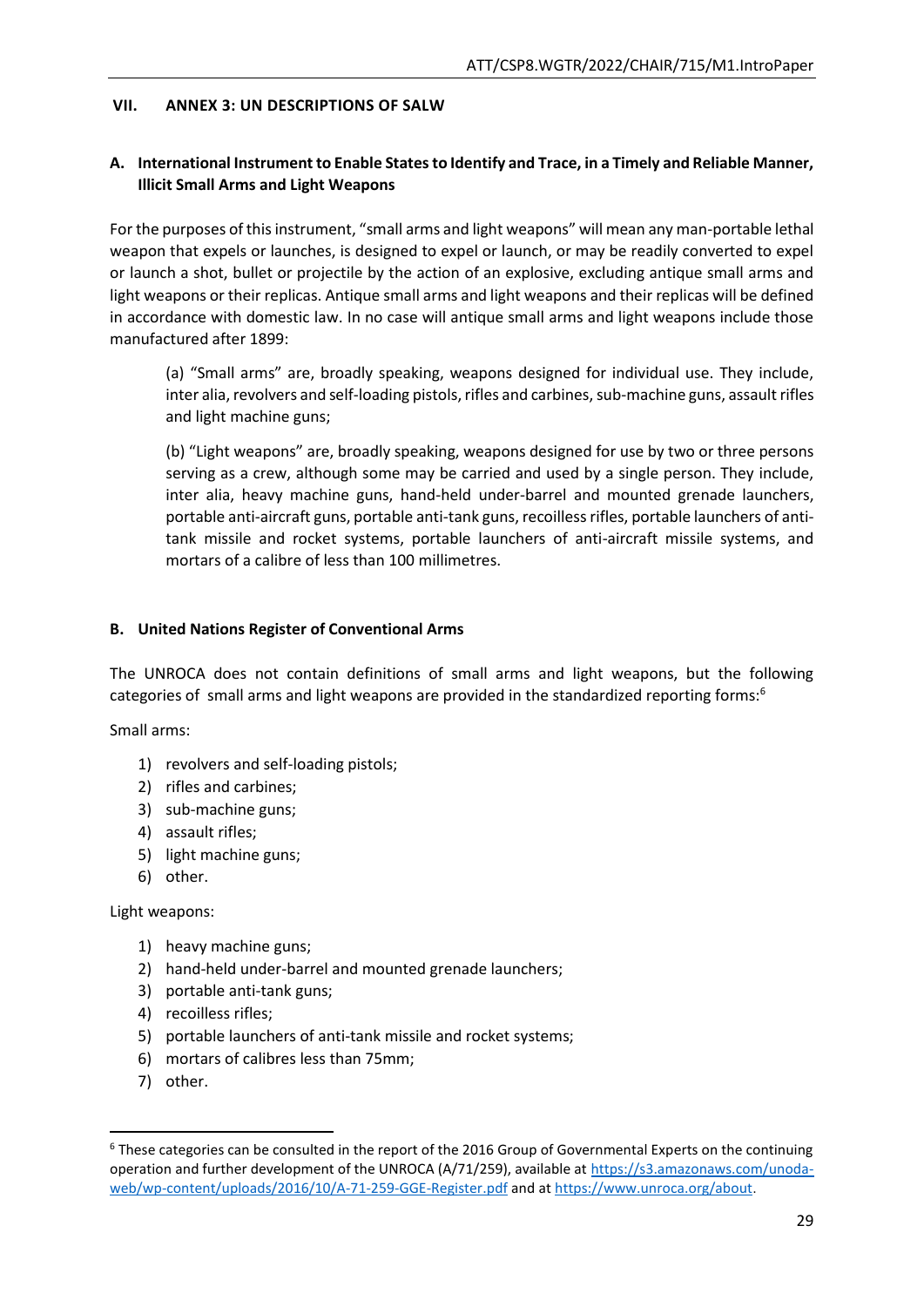## VII. ANNEX 3: UN DESCRIPTIONS OF SALW

### A. International Instrument to Enable States to Identify and Trace, in a Timely and Reliable Manner, Illicit Small Arms and Light Weapons

For the purposes of this instrument, "small arms and light weapons" will mean any man-portable lethal weapon that expels or launches, is designed to expel or launch, or may be readily converted to expel or launch a shot, bullet or projectile by the action of an explosive, excluding antique small arms and light weapons or their replicas. Antique small arms and light weapons and their replicas will be defined in accordance with domestic law. In no case will antique small arms and light weapons include those manufactured after 1899:

> (a) "Small arms" are, broadly speaking, weapons designed for individual use. They include, inter alia, revolvers and self-loading pistols, rifles and carbines, sub-machine guns, assault rifles and light machine guns;
>
> (b) "Light weapons" are, broadly speaking, weapons designed for use by two or three persons serving as a crew, although some may be carried and used by a single person. They include, inter alia, heavy machine guns, hand-held under-barrel and mounted grenade launchers, portable anti-aircraft guns, portable anti-tank guns, recoilless rifles, portable launchers of anti-tank missile and rocket systems, portable launchers of anti-aircraft missile systems, and mortars of a calibre of less than 100 millimetres.

### B. United Nations Register of Conventional Arms

The UNROCA does not contain definitions of small arms and light weapons, but the following categories of small arms and light weapons are provided in the standardized reporting forms:[6]

Small arms:

1) revolvers and self-loading pistols;
2) rifles and carbines;
3) sub-machine guns;
4) assault rifles;
5) light machine guns;
6) other.

Light weapons:

1) heavy machine guns;
2) hand-held under-barrel and mounted grenade launchers;
3) portable anti-tank guns;
4) recoilless rifles;
5) portable launchers of anti-tank missile and rocket systems;
6) mortars of calibres less than 75mm;
7) other.

---

[6] These categories can be consulted in the report of the 2016 Group of Governmental Experts on the continuing operation and further development of the UNROCA (A/71/259), available at https://s3.amazonaws.com/unoda-web/wp-content/uploads/2016/10/A-71-259-GGE-Register.pdf and at https://www.unroca.org/about.